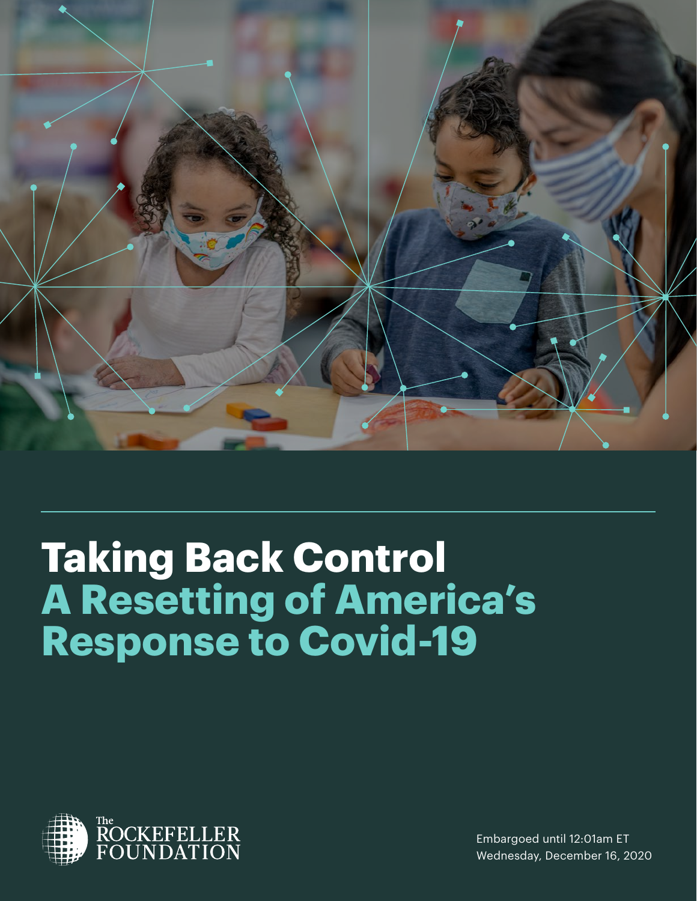# Taking Back Control
## A Resetting of America's Response to Covid-19

The Rockefeller Foundation

Embargoed until 12:01am ET
Wednesday, December 16, 2020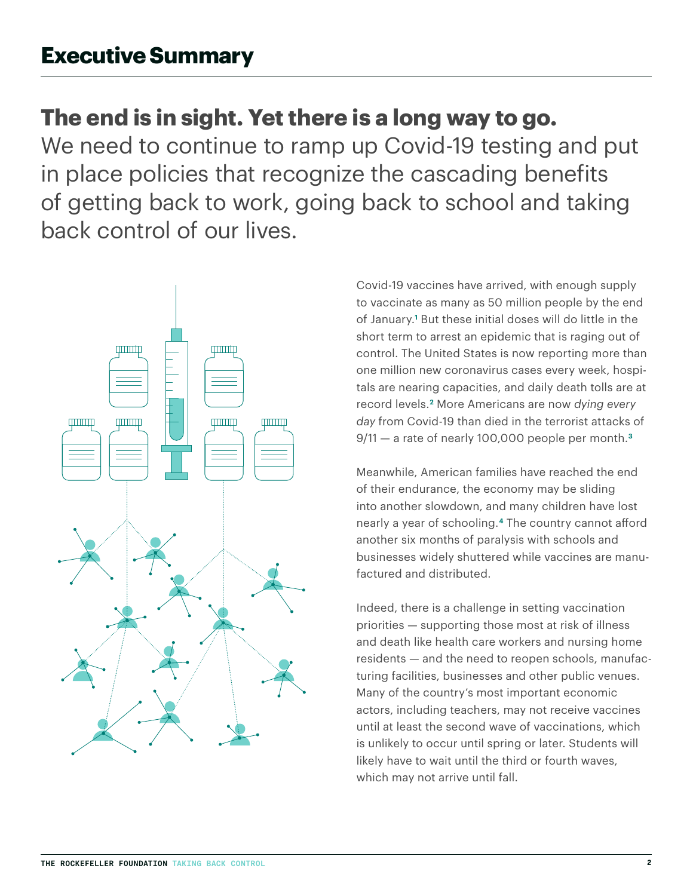# Executive Summary

## The end is in sight. Yet there is a long way to go.

We need to continue to ramp up Covid-19 testing and put in place policies that recognize the cascading benefits of getting back to work, going back to school and taking back control of our lives.

Covid-19 vaccines have arrived, with enough supply to vaccinate as many as 50 million people by the end of January.[1] But these initial doses will do little in the short term to arrest an epidemic that is raging out of control. The United States is now reporting more than one million new coronavirus cases every week, hospitals are nearing capacities, and daily death tolls are at record levels.[2] More Americans are now *dying every day* from Covid-19 than died in the terrorist attacks of 9/11 — a rate of nearly 100,000 people per month.[3]

Meanwhile, American families have reached the end of their endurance, the economy may be sliding into another slowdown, and many children have lost nearly a year of schooling.[4] The country cannot afford another six months of paralysis with schools and businesses widely shuttered while vaccines are manufactured and distributed.

Indeed, there is a challenge in setting vaccination priorities — supporting those most at risk of illness and death like health care workers and nursing home residents — and the need to reopen schools, manufacturing facilities, businesses and other public venues. Many of the country's most important economic actors, including teachers, may not receive vaccines until at least the second wave of vaccinations, which is unlikely to occur until spring or later. Students will likely have to wait until the third or fourth waves, which may not arrive until fall.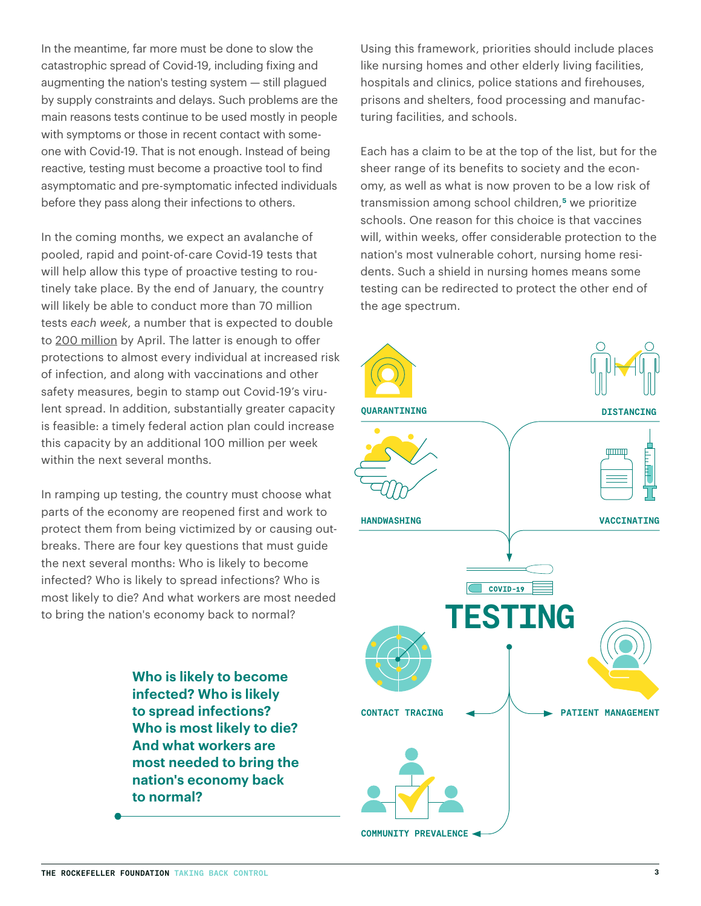In the meantime, far more must be done to slow the catastrophic spread of Covid-19, including fixing and augmenting the nation's testing system — still plagued by supply constraints and delays. Such problems are the main reasons tests continue to be used mostly in people with symptoms or those in recent contact with someone with Covid-19. That is not enough. Instead of being reactive, testing must become a proactive tool to find asymptomatic and pre-symptomatic infected individuals before they pass along their infections to others.

In the coming months, we expect an avalanche of pooled, rapid and point-of-care Covid-19 tests that will help allow this type of proactive testing to routinely take place. By the end of January, the country will likely be able to conduct more than 70 million tests *each week*, a number that is expected to double to 200 million by April. The latter is enough to offer protections to almost every individual at increased risk of infection, and along with vaccinations and other safety measures, begin to stamp out Covid-19's virulent spread. In addition, substantially greater capacity is feasible: a timely federal action plan could increase this capacity by an additional 100 million per week within the next several months.

In ramping up testing, the country must choose what parts of the economy are reopened first and work to protect them from being victimized by or causing outbreaks. There are four key questions that must guide the next several months: Who is likely to become infected? Who is likely to spread infections? Who is most likely to die? And what workers are most needed to bring the nation's economy back to normal?

**Who is likely to become infected? Who is likely to spread infections? Who is most likely to die? And what workers are most needed to bring the nation's economy back to normal?**

Using this framework, priorities should include places like nursing homes and other elderly living facilities, hospitals and clinics, police stations and firehouses, prisons and shelters, food processing and manufacturing facilities, and schools.

Each has a claim to be at the top of the list, but for the sheer range of its benefits to society and the economy, as well as what is now proven to be a low risk of transmission among school children,[5] we prioritize schools. One reason for this choice is that vaccines will, within weeks, offer considerable protection to the nation's most vulnerable cohort, nursing home residents. Such a shield in nursing homes means some testing can be redirected to protect the other end of the age spectrum.

QUARANTINING

DISTANCING

HANDWASHING

VACCINATING

COVID-19

**TESTING**

CONTACT TRACING

PATIENT MANAGEMENT

COMMUNITY PREVALENCE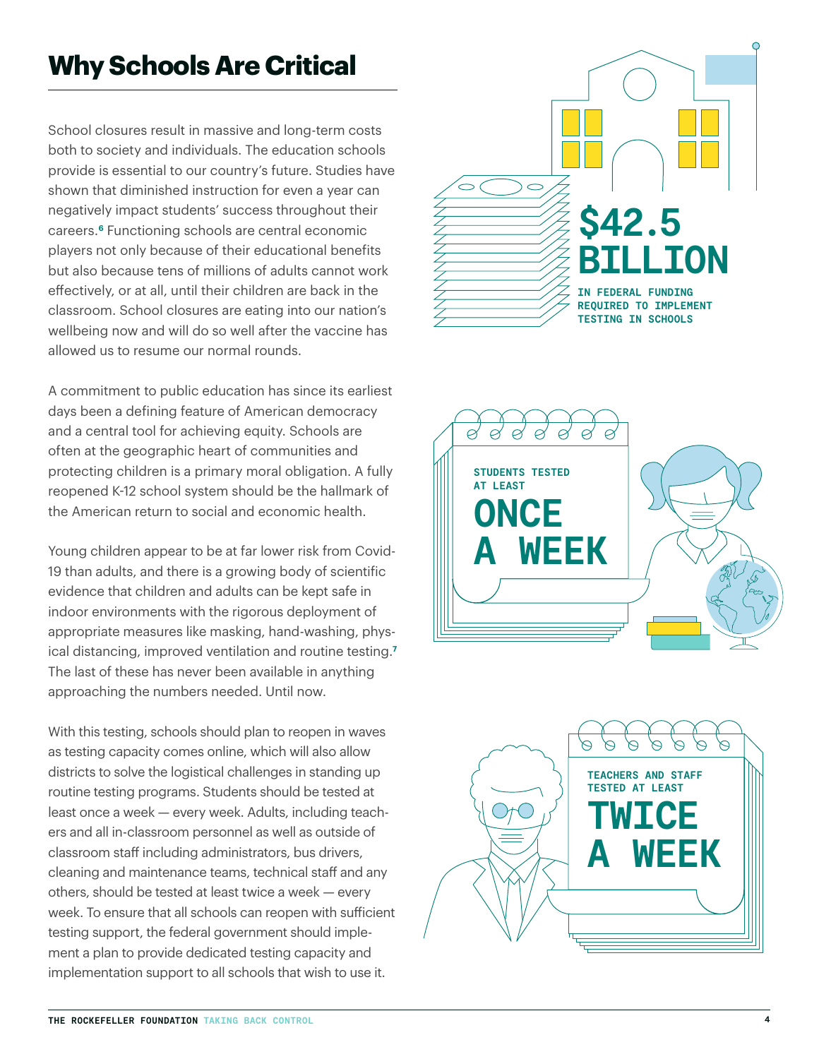# Why Schools Are Critical

School closures result in massive and long-term costs both to society and individuals. The education schools provide is essential to our country's future. Studies have shown that diminished instruction for even a year can negatively impact students' success throughout their careers.[6] Functioning schools are central economic players not only because of their educational benefits but also because tens of millions of adults cannot work effectively, or at all, until their children are back in the classroom. School closures are eating into our nation's wellbeing now and will do so well after the vaccine has allowed us to resume our normal rounds.

A commitment to public education has since its earliest days been a defining feature of American democracy and a central tool for achieving equity. Schools are often at the geographic heart of communities and protecting children is a primary moral obligation. A fully reopened K-12 school system should be the hallmark of the American return to social and economic health.

Young children appear to be at far lower risk from Covid-19 than adults, and there is a growing body of scientific evidence that children and adults can be kept safe in indoor environments with the rigorous deployment of appropriate measures like masking, hand-washing, physical distancing, improved ventilation and routine testing.[7] The last of these has never been available in anything approaching the numbers needed. Until now.

With this testing, schools should plan to reopen in waves as testing capacity comes online, which will also allow districts to solve the logistical challenges in standing up routine testing programs. Students should be tested at least once a week — every week. Adults, including teachers and all in-classroom personnel as well as outside of classroom staff including administrators, bus drivers, cleaning and maintenance teams, technical staff and any others, should be tested at least twice a week — every week. To ensure that all schools can reopen with sufficient testing support, the federal government should implement a plan to provide dedicated testing capacity and implementation support to all schools that wish to use it.

**$42.5 BILLION**

IN FEDERAL FUNDING REQUIRED TO IMPLEMENT TESTING IN SCHOOLS

STUDENTS TESTED AT LEAST

**ONCE A WEEK**

TEACHERS AND STAFF TESTED AT LEAST

**TWICE A WEEK**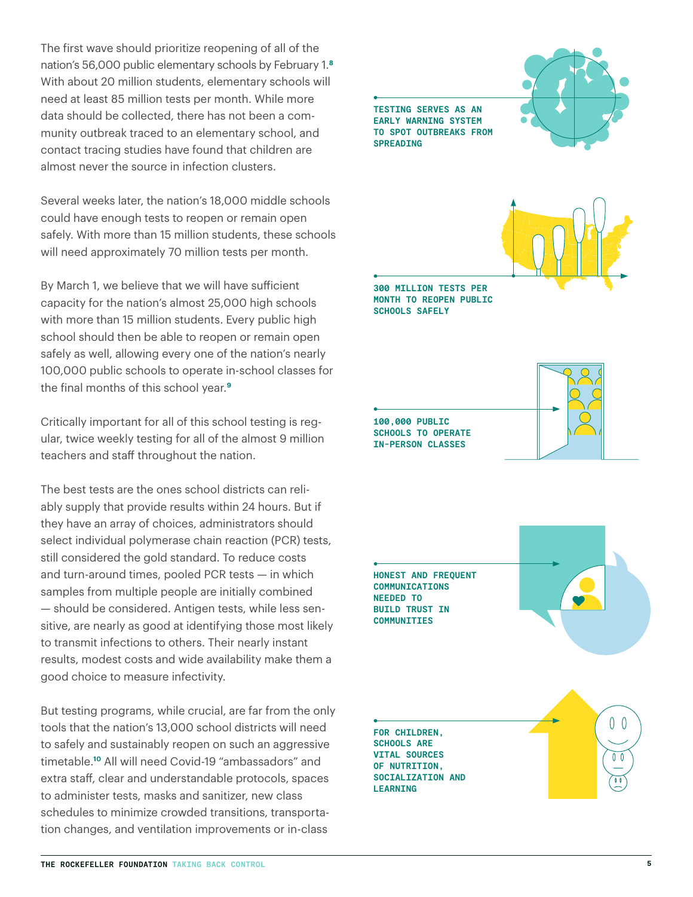The first wave should prioritize reopening of all of the nation's 56,000 public elementary schools by February 1.[8] With about 20 million students, elementary schools will need at least 85 million tests per month. While more data should be collected, there has not been a community outbreak traced to an elementary school, and contact tracing studies have found that children are almost never the source in infection clusters.

Several weeks later, the nation's 18,000 middle schools could have enough tests to reopen or remain open safely. With more than 15 million students, these schools will need approximately 70 million tests per month.

By March 1, we believe that we will have sufficient capacity for the nation's almost 25,000 high schools with more than 15 million students. Every public high school should then be able to reopen or remain open safely as well, allowing every one of the nation's nearly 100,000 public schools to operate in-school classes for the final months of this school year.[9]

Critically important for all of this school testing is regular, twice weekly testing for all of the almost 9 million teachers and staff throughout the nation.

The best tests are the ones school districts can reliably supply that provide results within 24 hours. But if they have an array of choices, administrators should select individual polymerase chain reaction (PCR) tests, still considered the gold standard. To reduce costs and turn-around times, pooled PCR tests — in which samples from multiple people are initially combined — should be considered. Antigen tests, while less sensitive, are nearly as good at identifying those most likely to transmit infections to others. Their nearly instant results, modest costs and wide availability make them a good choice to measure infectivity.

But testing programs, while crucial, are far from the only tools that the nation's 13,000 school districts will need to safely and sustainably reopen on such an aggressive timetable.[10] All will need Covid-19 "ambassadors" and extra staff, clear and understandable protocols, spaces to administer tests, masks and sanitizer, new class schedules to minimize crowded transitions, transportation changes, and ventilation improvements or in-class

**TESTING SERVES AS AN EARLY WARNING SYSTEM TO SPOT OUTBREAKS FROM SPREADING**

**300 MILLION TESTS PER MONTH TO REOPEN PUBLIC SCHOOLS SAFELY**

**100,000 PUBLIC SCHOOLS TO OPERATE IN-PERSON CLASSES**

**HONEST AND FREQUENT COMMUNICATIONS NEEDED TO BUILD TRUST IN COMMUNITIES**

**FOR CHILDREN, SCHOOLS ARE VITAL SOURCES OF NUTRITION, SOCIALIZATION AND LEARNING**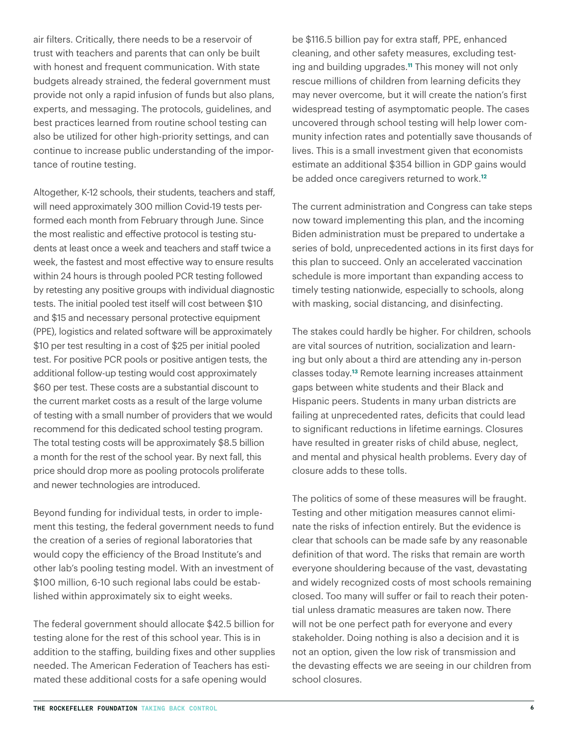air filters. Critically, there needs to be a reservoir of trust with teachers and parents that can only be built with honest and frequent communication. With state budgets already strained, the federal government must provide not only a rapid infusion of funds but also plans, experts, and messaging. The protocols, guidelines, and best practices learned from routine school testing can also be utilized for other high-priority settings, and can continue to increase public understanding of the importance of routine testing.

Altogether, K-12 schools, their students, teachers and staff, will need approximately 300 million Covid-19 tests performed each month from February through June. Since the most realistic and effective protocol is testing students at least once a week and teachers and staff twice a week, the fastest and most effective way to ensure results within 24 hours is through pooled PCR testing followed by retesting any positive groups with individual diagnostic tests. The initial pooled test itself will cost between $10 and $15 and necessary personal protective equipment (PPE), logistics and related software will be approximately $10 per test resulting in a cost of $25 per initial pooled test. For positive PCR pools or positive antigen tests, the additional follow-up testing would cost approximately $60 per test. These costs are a substantial discount to the current market costs as a result of the large volume of testing with a small number of providers that we would recommend for this dedicated school testing program. The total testing costs will be approximately $8.5 billion a month for the rest of the school year. By next fall, this price should drop more as pooling protocols proliferate and newer technologies are introduced.

Beyond funding for individual tests, in order to implement this testing, the federal government needs to fund the creation of a series of regional laboratories that would copy the efficiency of the Broad Institute's and other lab's pooling testing model. With an investment of $100 million, 6-10 such regional labs could be established within approximately six to eight weeks.

The federal government should allocate $42.5 billion for testing alone for the rest of this school year. This is in addition to the staffing, building fixes and other supplies needed. The American Federation of Teachers has estimated these additional costs for a safe opening would be $116.5 billion pay for extra staff, PPE, enhanced cleaning, and other safety measures, excluding testing and building upgrades.[11] This money will not only rescue millions of children from learning deficits they may never overcome, but it will create the nation's first widespread testing of asymptomatic people. The cases uncovered through school testing will help lower community infection rates and potentially save thousands of lives. This is a small investment given that economists estimate an additional $354 billion in GDP gains would be added once caregivers returned to work.[12]

The current administration and Congress can take steps now toward implementing this plan, and the incoming Biden administration must be prepared to undertake a series of bold, unprecedented actions in its first days for this plan to succeed. Only an accelerated vaccination schedule is more important than expanding access to timely testing nationwide, especially to schools, along with masking, social distancing, and disinfecting.

The stakes could hardly be higher. For children, schools are vital sources of nutrition, socialization and learning but only about a third are attending any in-person classes today.[13] Remote learning increases attainment gaps between white students and their Black and Hispanic peers. Students in many urban districts are failing at unprecedented rates, deficits that could lead to significant reductions in lifetime earnings. Closures have resulted in greater risks of child abuse, neglect, and mental and physical health problems. Every day of closure adds to these tolls.

The politics of some of these measures will be fraught. Testing and other mitigation measures cannot eliminate the risks of infection entirely. But the evidence is clear that schools can be made safe by any reasonable definition of that word. The risks that remain are worth everyone shouldering because of the vast, devastating and widely recognized costs of most schools remaining closed. Too many will suffer or fail to reach their potential unless dramatic measures are taken now. There will not be one perfect path for everyone and every stakeholder. Doing nothing is also a decision and it is not an option, given the low risk of transmission and the devasting effects we are seeing in our children from school closures.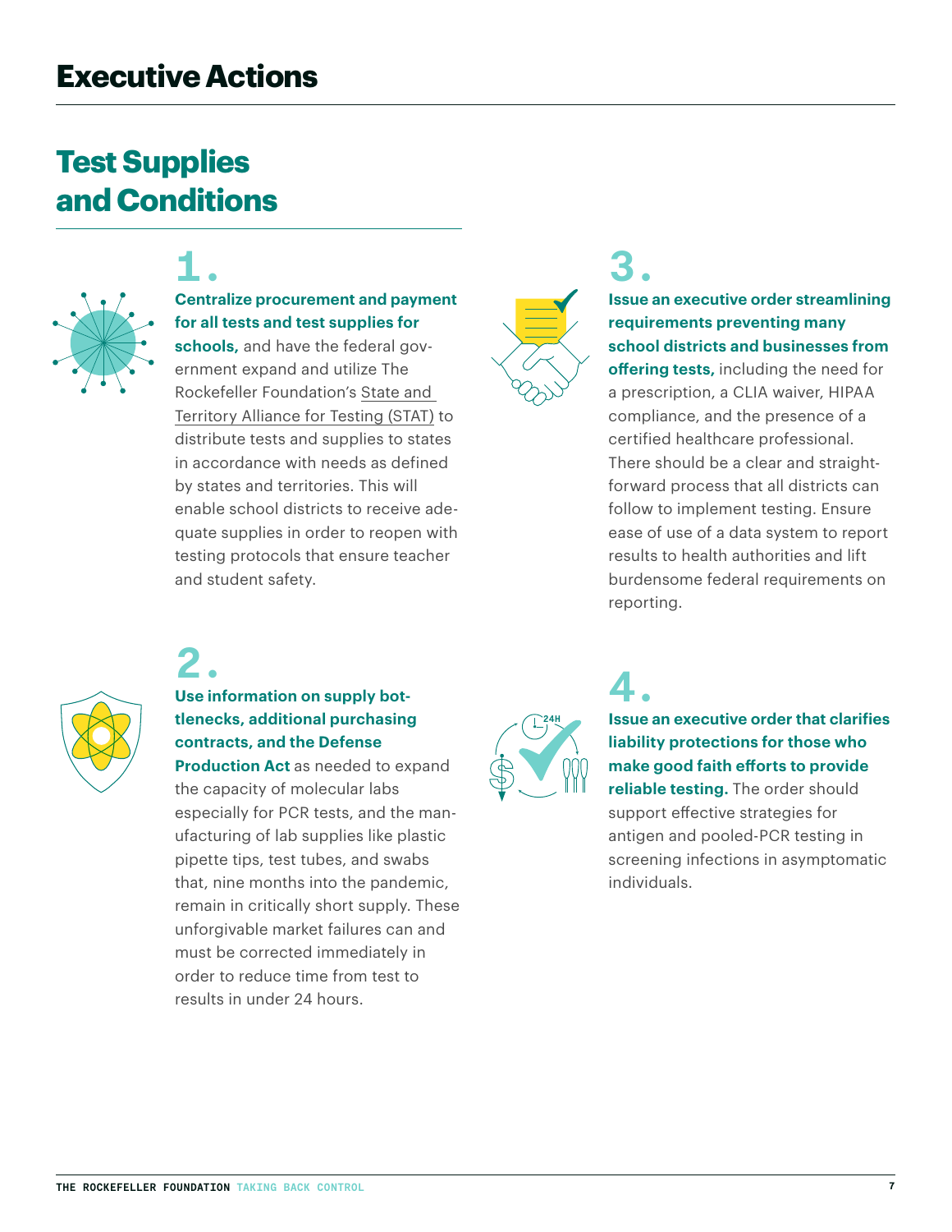# Executive Actions

## Test Supplies and Conditions

### 1.

**Centralize procurement and payment for all tests and test supplies for schools,** and have the federal government expand and utilize The Rockefeller Foundation's State and Territory Alliance for Testing (STAT) to distribute tests and supplies to states in accordance with needs as defined by states and territories. This will enable school districts to receive adequate supplies in order to reopen with testing protocols that ensure teacher and student safety.

### 2.

**Use information on supply bottlenecks, additional purchasing contracts, and the Defense Production Act** as needed to expand the capacity of molecular labs especially for PCR tests, and the manufacturing of lab supplies like plastic pipette tips, test tubes, and swabs that, nine months into the pandemic, remain in critically short supply. These unforgivable market failures can and must be corrected immediately in order to reduce time from test to results in under 24 hours.

### 3.

**Issue an executive order streamlining requirements preventing many school districts and businesses from offering tests,** including the need for a prescription, a CLIA waiver, HIPAA compliance, and the presence of a certified healthcare professional. There should be a clear and straightforward process that all districts can follow to implement testing. Ensure ease of use of a data system to report results to health authorities and lift burdensome federal requirements on reporting.

### 4.

**Issue an executive order that clarifies liability protections for those who make good faith efforts to provide reliable testing.** The order should support effective strategies for antigen and pooled-PCR testing in screening infections in asymptomatic individuals.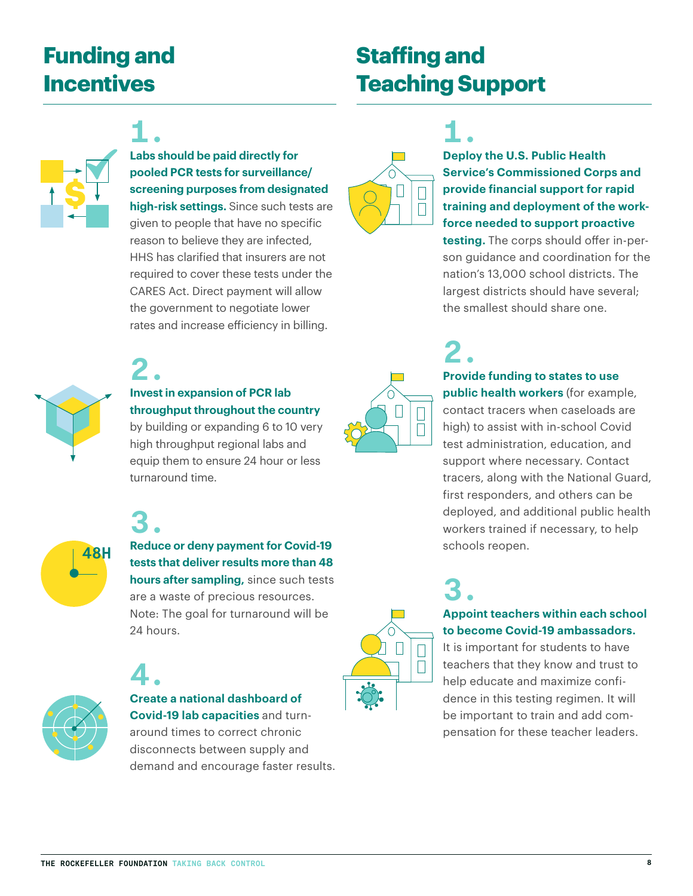## Funding and Incentives

**1.**

**Labs should be paid directly for pooled PCR tests for surveillance/screening purposes from designated high-risk settings.** Since such tests are given to people that have no specific reason to believe they are infected, HHS has clarified that insurers are not required to cover these tests under the CARES Act. Direct payment will allow the government to negotiate lower rates and increase efficiency in billing.

**2.**

**Invest in expansion of PCR lab throughput throughout the country** by building or expanding 6 to 10 very high throughput regional labs and equip them to ensure 24 hour or less turnaround time.

**3.**

**Reduce or deny payment for Covid-19 tests that deliver results more than 48 hours after sampling,** since such tests are a waste of precious resources. Note: The goal for turnaround will be 24 hours.

**4.**

**Create a national dashboard of Covid-19 lab capacities** and turnaround times to correct chronic disconnects between supply and demand and encourage faster results.

## Staffing and Teaching Support

**1.**

**Deploy the U.S. Public Health Service's Commissioned Corps and provide financial support for rapid training and deployment of the workforce needed to support proactive testing.** The corps should offer in-person guidance and coordination for the nation's 13,000 school districts. The largest districts should have several; the smallest should share one.

**2.**

**Provide funding to states to use public health workers** (for example, contact tracers when caseloads are high) to assist with in-school Covid test administration, education, and support where necessary. Contact tracers, along with the National Guard, first responders, and others can be deployed, and additional public health workers trained if necessary, to help schools reopen.

**3.**

**Appoint teachers within each school to become Covid-19 ambassadors.** It is important for students to have teachers that they know and trust to help educate and maximize confidence in this testing regimen. It will be important to train and add compensation for these teacher leaders.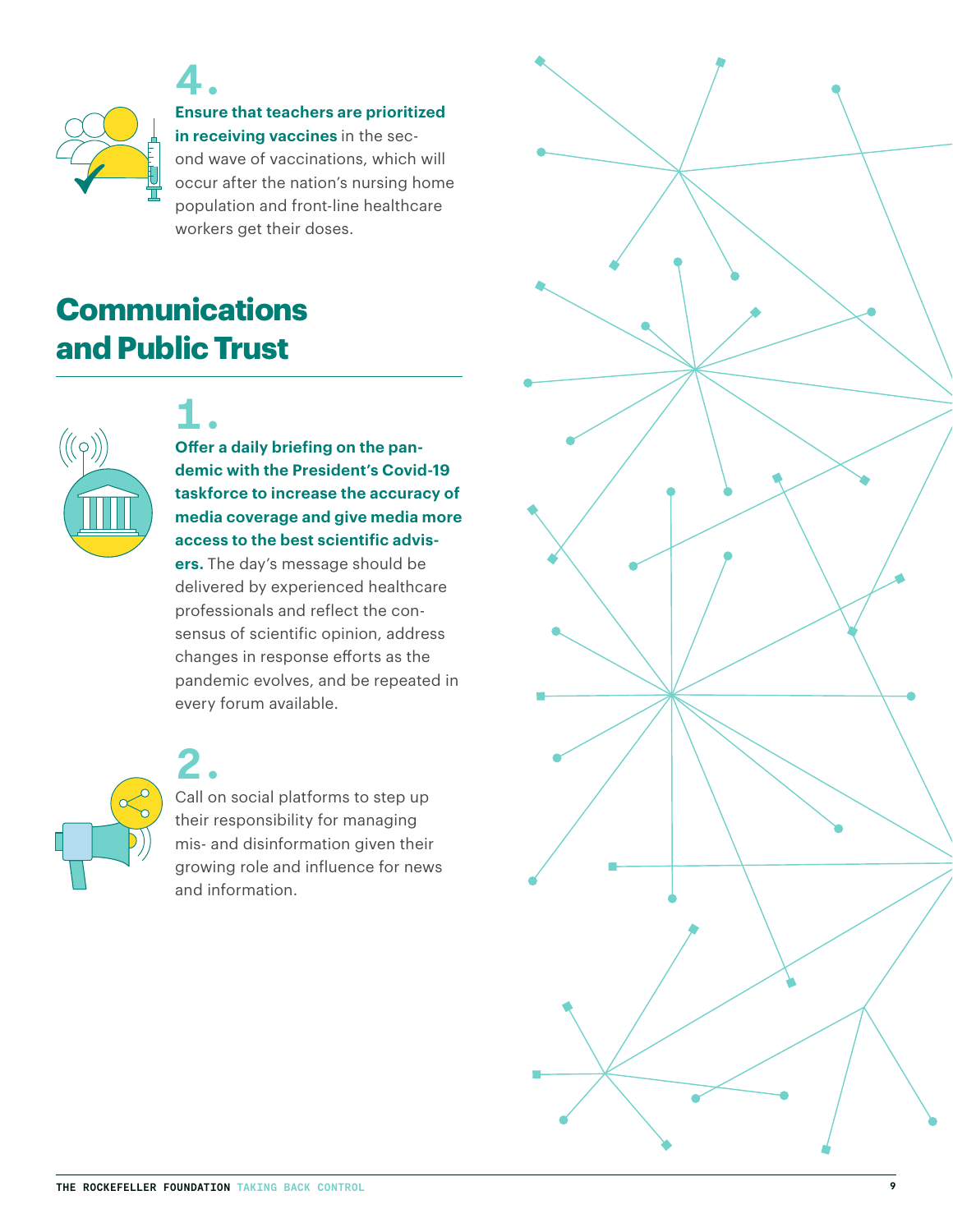**4.**

**Ensure that teachers are prioritized in receiving vaccines** in the second wave of vaccinations, which will occur after the nation's nursing home population and front-line healthcare workers get their doses.

## Communications and Public Trust

**1.**

**Offer a daily briefing on the pandemic with the President's Covid-19 taskforce to increase the accuracy of media coverage and give media more access to the best scientific advisers.** The day's message should be delivered by experienced healthcare professionals and reflect the consensus of scientific opinion, address changes in response efforts as the pandemic evolves, and be repeated in every forum available.

**2.**

Call on social platforms to step up their responsibility for managing mis- and disinformation given their growing role and influence for news and information.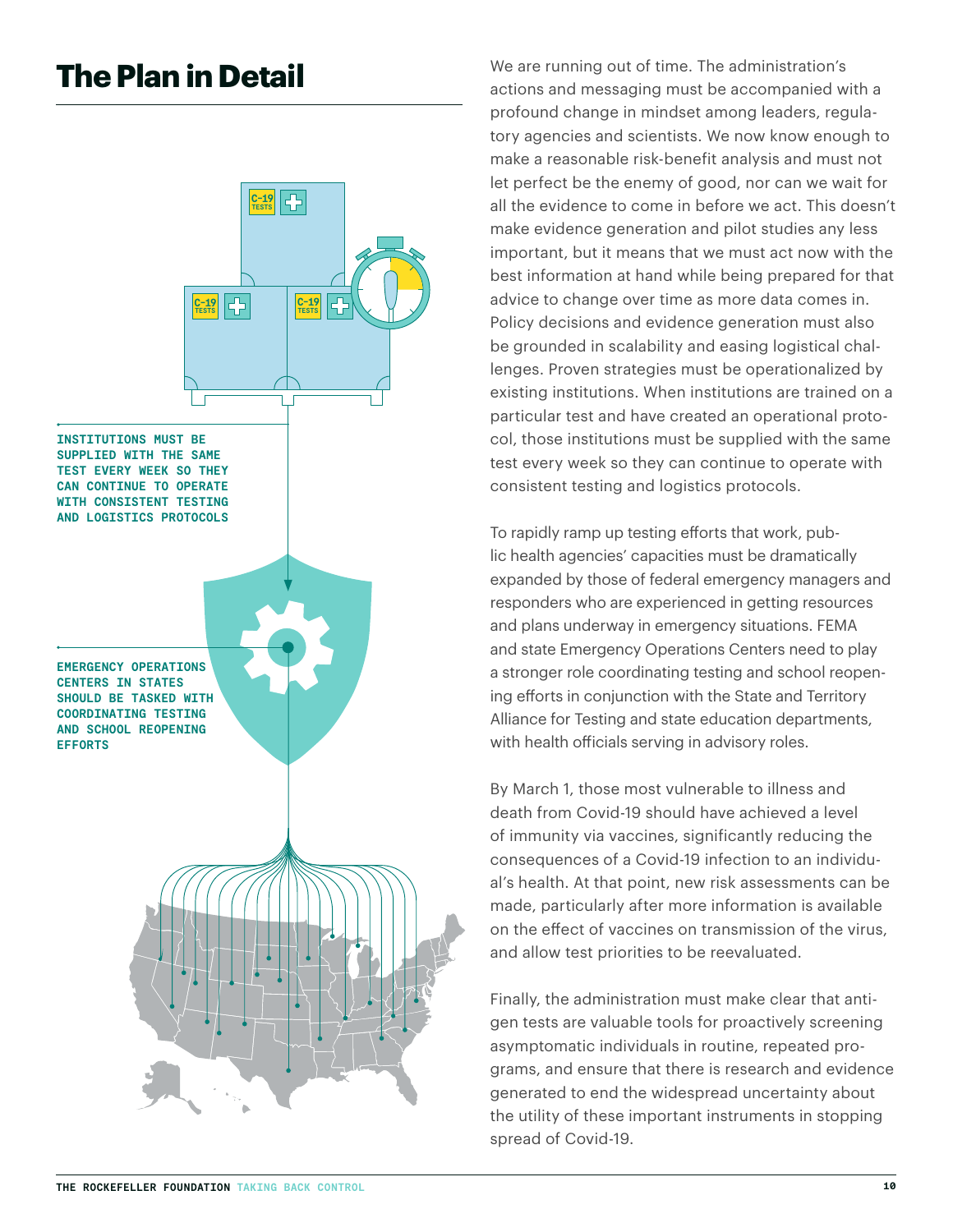# The Plan in Detail

INSTITUTIONS MUST BE SUPPLIED WITH THE SAME TEST EVERY WEEK SO THEY CAN CONTINUE TO OPERATE WITH CONSISTENT TESTING AND LOGISTICS PROTOCOLS

EMERGENCY OPERATIONS CENTERS IN STATES SHOULD BE TASKED WITH COORDINATING TESTING AND SCHOOL REOPENING EFFORTS

We are running out of time. The administration's actions and messaging must be accompanied with a profound change in mindset among leaders, regulatory agencies and scientists. We now know enough to make a reasonable risk-benefit analysis and must not let perfect be the enemy of good, nor can we wait for all the evidence to come in before we act. This doesn't make evidence generation and pilot studies any less important, but it means that we must act now with the best information at hand while being prepared for that advice to change over time as more data comes in. Policy decisions and evidence generation must also be grounded in scalability and easing logistical challenges. Proven strategies must be operationalized by existing institutions. When institutions are trained on a particular test and have created an operational protocol, those institutions must be supplied with the same test every week so they can continue to operate with consistent testing and logistics protocols.

To rapidly ramp up testing efforts that work, public health agencies' capacities must be dramatically expanded by those of federal emergency managers and responders who are experienced in getting resources and plans underway in emergency situations. FEMA and state Emergency Operations Centers need to play a stronger role coordinating testing and school reopening efforts in conjunction with the State and Territory Alliance for Testing and state education departments, with health officials serving in advisory roles.

By March 1, those most vulnerable to illness and death from Covid-19 should have achieved a level of immunity via vaccines, significantly reducing the consequences of a Covid-19 infection to an individual's health. At that point, new risk assessments can be made, particularly after more information is available on the effect of vaccines on transmission of the virus, and allow test priorities to be reevaluated.

Finally, the administration must make clear that antigen tests are valuable tools for proactively screening asymptomatic individuals in routine, repeated programs, and ensure that there is research and evidence generated to end the widespread uncertainty about the utility of these important instruments in stopping spread of Covid-19.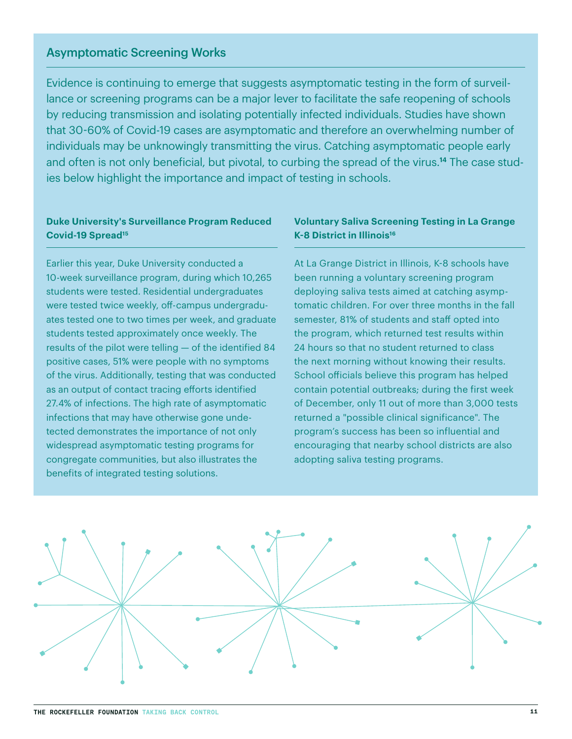## Asymptomatic Screening Works

Evidence is continuing to emerge that suggests asymptomatic testing in the form of surveillance or screening programs can be a major lever to facilitate the safe reopening of schools by reducing transmission and isolating potentially infected individuals. Studies have shown that 30-60% of Covid-19 cases are asymptomatic and therefore an overwhelming number of individuals may be unknowingly transmitting the virus. Catching asymptomatic people early and often is not only beneficial, but pivotal, to curbing the spread of the virus.[14] The case studies below highlight the importance and impact of testing in schools.

### Duke University's Surveillance Program Reduced Covid-19 Spread[15]

Earlier this year, Duke University conducted a 10-week surveillance program, during which 10,265 students were tested. Residential undergraduates were tested twice weekly, off-campus undergraduates tested one to two times per week, and graduate students tested approximately once weekly. The results of the pilot were telling — of the identified 84 positive cases, 51% were people with no symptoms of the virus. Additionally, testing that was conducted as an output of contact tracing efforts identified 27.4% of infections. The high rate of asymptomatic infections that may have otherwise gone undetected demonstrates the importance of not only widespread asymptomatic testing programs for congregate communities, but also illustrates the benefits of integrated testing solutions.

### Voluntary Saliva Screening Testing in La Grange K-8 District in Illinois[16]

At La Grange District in Illinois, K-8 schools have been running a voluntary screening program deploying saliva tests aimed at catching asymptomatic children. For over three months in the fall semester, 81% of students and staff opted into the program, which returned test results within 24 hours so that no student returned to class the next morning without knowing their results. School officials believe this program has helped contain potential outbreaks; during the first week of December, only 11 out of more than 3,000 tests returned a "possible clinical significance". The program's success has been so influential and encouraging that nearby school districts are also adopting saliva testing programs.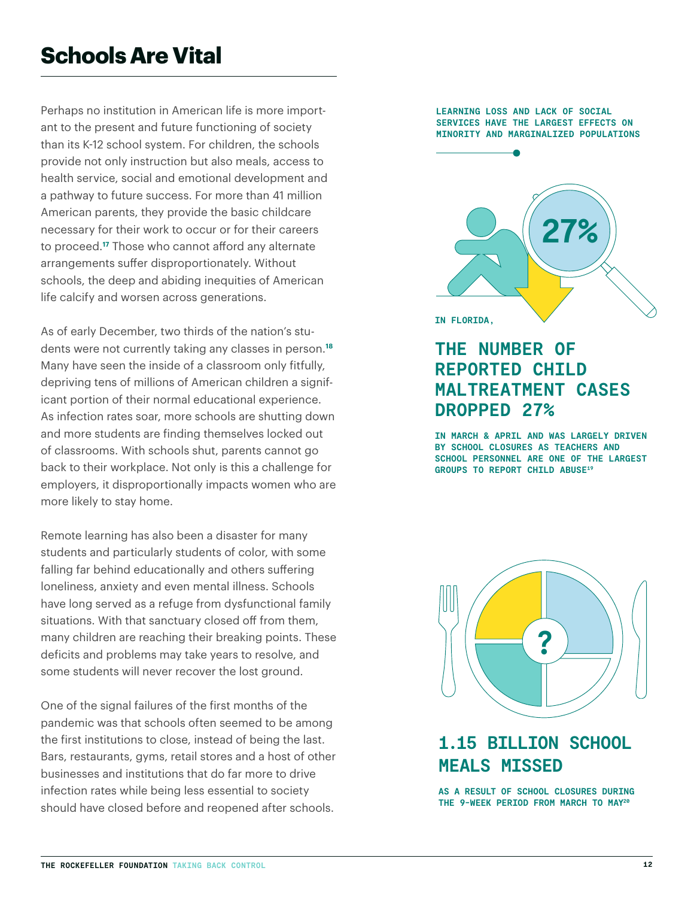# Schools Are Vital

Perhaps no institution in American life is more important to the present and future functioning of society than its K-12 school system. For children, the schools provide not only instruction but also meals, access to health service, social and emotional development and a pathway to future success. For more than 41 million American parents, they provide the basic childcare necessary for their work to occur or for their careers to proceed.[17] Those who cannot afford any alternate arrangements suffer disproportionately. Without schools, the deep and abiding inequities of American life calcify and worsen across generations.

As of early December, two thirds of the nation's students were not currently taking any classes in person.[18] Many have seen the inside of a classroom only fitfully, depriving tens of millions of American children a significant portion of their normal educational experience. As infection rates soar, more schools are shutting down and more students are finding themselves locked out of classrooms. With schools shut, parents cannot go back to their workplace. Not only is this a challenge for employers, it disproportionally impacts women who are more likely to stay home.

Remote learning has also been a disaster for many students and particularly students of color, with some falling far behind educationally and others suffering loneliness, anxiety and even mental illness. Schools have long served as a refuge from dysfunctional family situations. With that sanctuary closed off from them, many children are reaching their breaking points. These deficits and problems may take years to resolve, and some students will never recover the lost ground.

One of the signal failures of the first months of the pandemic was that schools often seemed to be among the first institutions to close, instead of being the last. Bars, restaurants, gyms, retail stores and a host of other businesses and institutions that do far more to drive infection rates while being less essential to society should have closed before and reopened after schools.

**LEARNING LOSS AND LACK OF SOCIAL SERVICES HAVE THE LARGEST EFFECTS ON MINORITY AND MARGINALIZED POPULATIONS**

27%

IN FLORIDA,

## THE NUMBER OF REPORTED CHILD MALTREATMENT CASES DROPPED 27%

**IN MARCH & APRIL AND WAS LARGELY DRIVEN BY SCHOOL CLOSURES AS TEACHERS AND SCHOOL PERSONNEL ARE ONE OF THE LARGEST GROUPS TO REPORT CHILD ABUSE[19]**

## 1.15 BILLION SCHOOL MEALS MISSED

**AS A RESULT OF SCHOOL CLOSURES DURING THE 9-WEEK PERIOD FROM MARCH TO MAY[20]**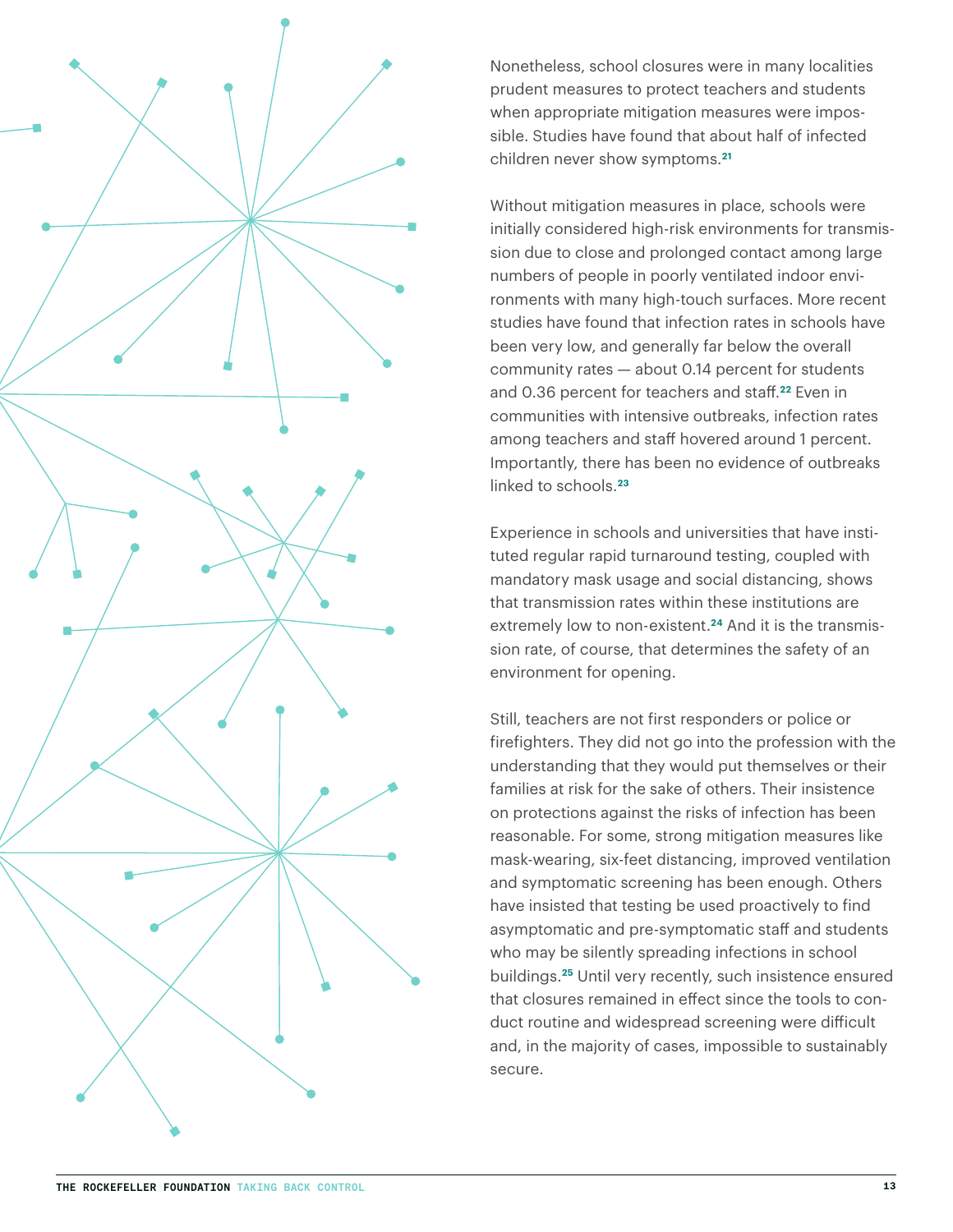Nonetheless, school closures were in many localities prudent measures to protect teachers and students when appropriate mitigation measures were impossible. Studies have found that about half of infected children never show symptoms.[21]

Without mitigation measures in place, schools were initially considered high-risk environments for transmission due to close and prolonged contact among large numbers of people in poorly ventilated indoor environments with many high-touch surfaces. More recent studies have found that infection rates in schools have been very low, and generally far below the overall community rates — about 0.14 percent for students and 0.36 percent for teachers and staff.[22] Even in communities with intensive outbreaks, infection rates among teachers and staff hovered around 1 percent. Importantly, there has been no evidence of outbreaks linked to schools.[23]

Experience in schools and universities that have instituted regular rapid turnaround testing, coupled with mandatory mask usage and social distancing, shows that transmission rates within these institutions are extremely low to non-existent.[24] And it is the transmission rate, of course, that determines the safety of an environment for opening.

Still, teachers are not first responders or police or firefighters. They did not go into the profession with the understanding that they would put themselves or their families at risk for the sake of others. Their insistence on protections against the risks of infection has been reasonable. For some, strong mitigation measures like mask-wearing, six-feet distancing, improved ventilation and symptomatic screening has been enough. Others have insisted that testing be used proactively to find asymptomatic and pre-symptomatic staff and students who may be silently spreading infections in school buildings.[25] Until very recently, such insistence ensured that closures remained in effect since the tools to conduct routine and widespread screening were difficult and, in the majority of cases, impossible to sustainably secure.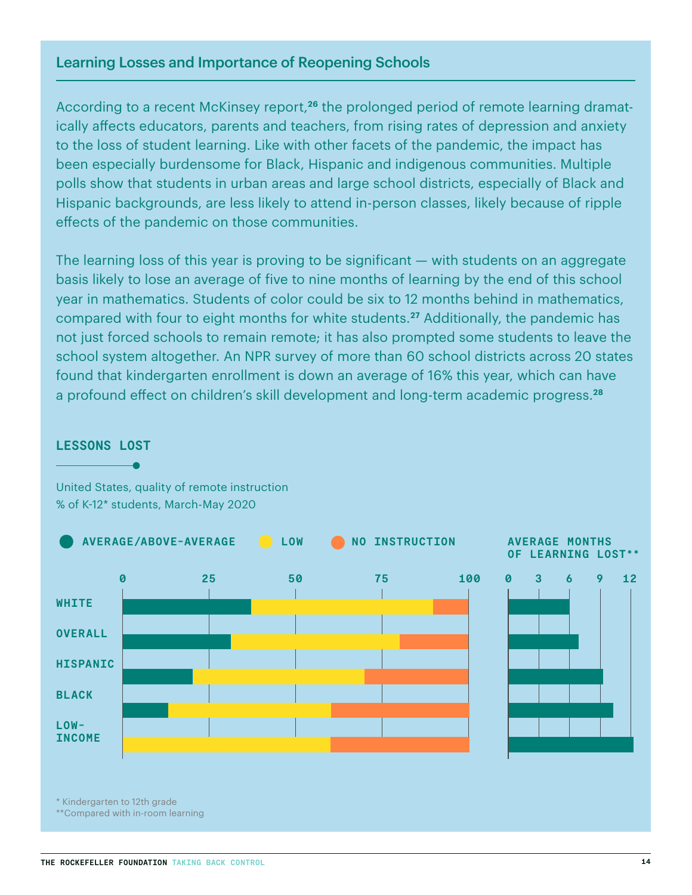## Learning Losses and Importance of Reopening Schools

According to a recent McKinsey report,[26] the prolonged period of remote learning dramatically affects educators, parents and teachers, from rising rates of depression and anxiety to the loss of student learning. Like with other facets of the pandemic, the impact has been especially burdensome for Black, Hispanic and indigenous communities. Multiple polls show that students in urban areas and large school districts, especially of Black and Hispanic backgrounds, are less likely to attend in-person classes, likely because of ripple effects of the pandemic on those communities.

The learning loss of this year is proving to be significant — with students on an aggregate basis likely to lose an average of five to nine months of learning by the end of this school year in mathematics. Students of color could be six to 12 months behind in mathematics, compared with four to eight months for white students.[27] Additionally, the pandemic has not just forced schools to remain remote; it has also prompted some students to leave the school system altogether. An NPR survey of more than 60 school districts across 20 states found that kindergarten enrollment is down an average of 16% this year, which can have a profound effect on children's skill development and long-term academic progress.[28]

### LESSONS LOST

United States, quality of remote instruction
% of K-12* students, March-May 2020

AVERAGE/ABOVE-AVERAGE · LOW · NO INSTRUCTION · AVERAGE MONTHS OF LEARNING LOST**

WHITE · OVERALL · HISPANIC · BLACK · LOW-INCOME

\* Kindergarten to 12th grade
\*\*Compared with in-room learning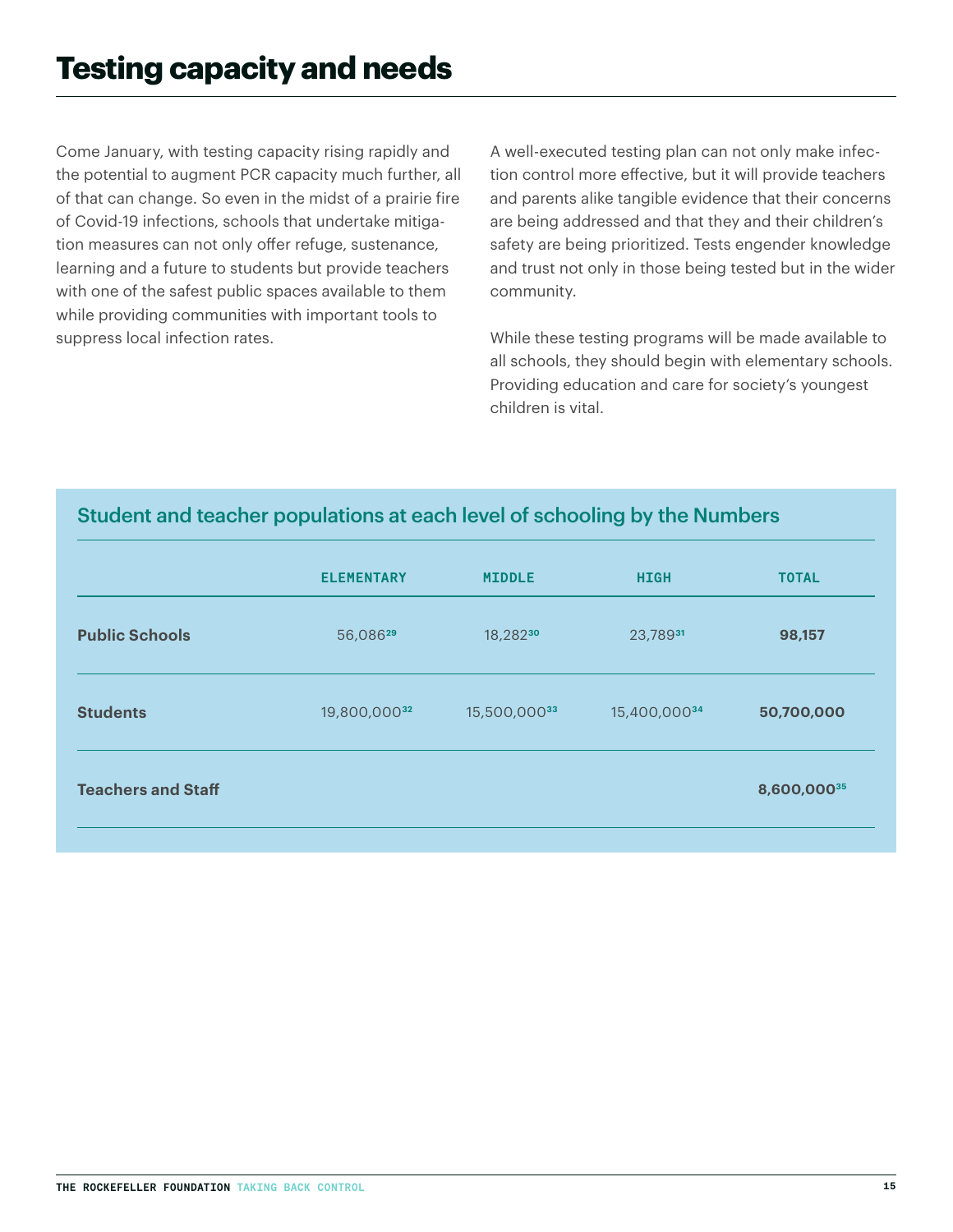# Testing capacity and needs

Come January, with testing capacity rising rapidly and the potential to augment PCR capacity much further, all of that can change. So even in the midst of a prairie fire of Covid-19 infections, schools that undertake mitigation measures can not only offer refuge, sustenance, learning and a future to students but provide teachers with one of the safest public spaces available to them while providing communities with important tools to suppress local infection rates.

A well-executed testing plan can not only make infection control more effective, but it will provide teachers and parents alike tangible evidence that their concerns are being addressed and that they and their children's safety are being prioritized. Tests engender knowledge and trust not only in those being tested but in the wider community.

While these testing programs will be made available to all schools, they should begin with elementary schools. Providing education and care for society's youngest children is vital.

## Student and teacher populations at each level of schooling by the Numbers

| | ELEMENTARY | MIDDLE | HIGH | TOTAL |
|---|---|---|---|---|
| **Public Schools** | 56,086[29] | 18,282[30] | 23,789[31] | **98,157** |
| **Students** | 19,800,000[32] | 15,500,000[33] | 15,400,000[34] | **50,700,000** |
| **Teachers and Staff** | | | | **8,600,000**[35] |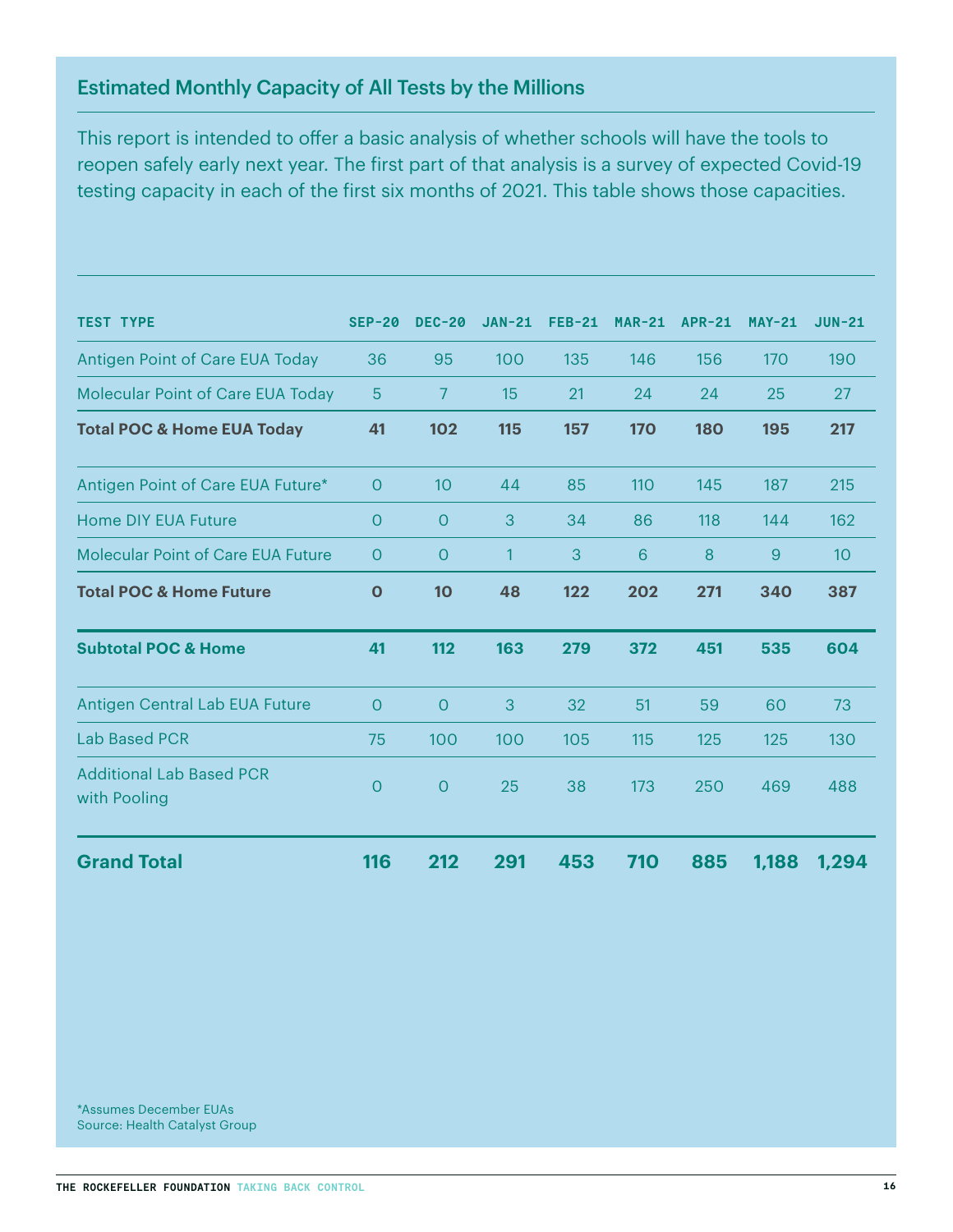## Estimated Monthly Capacity of All Tests by the Millions

This report is intended to offer a basic analysis of whether schools will have the tools to reopen safely early next year. The first part of that analysis is a survey of expected Covid-19 testing capacity in each of the first six months of 2021. This table shows those capacities.

| TEST TYPE | SEP-20 | DEC-20 | JAN-21 | FEB-21 | MAR-21 | APR-21 | MAY-21 | JUN-21 |
|---|---|---|---|---|---|---|---|---|
| Antigen Point of Care EUA Today | 36 | 95 | 100 | 135 | 146 | 156 | 170 | 190 |
| Molecular Point of Care EUA Today | 5 | 7 | 15 | 21 | 24 | 24 | 25 | 27 |
| **Total POC & Home EUA Today** | **41** | **102** | **115** | **157** | **170** | **180** | **195** | **217** |
| Antigen Point of Care EUA Future* | 0 | 10 | 44 | 85 | 110 | 145 | 187 | 215 |
| Home DIY EUA Future | 0 | 0 | 3 | 34 | 86 | 118 | 144 | 162 |
| Molecular Point of Care EUA Future | 0 | 0 | 1 | 3 | 6 | 8 | 9 | 10 |
| **Total POC & Home Future** | **0** | **10** | **48** | **122** | **202** | **271** | **340** | **387** |
| **Subtotal POC & Home** | **41** | **112** | **163** | **279** | **372** | **451** | **535** | **604** |
| Antigen Central Lab EUA Future | 0 | 0 | 3 | 32 | 51 | 59 | 60 | 73 |
| Lab Based PCR | 75 | 100 | 100 | 105 | 115 | 125 | 125 | 130 |
| Additional Lab Based PCR with Pooling | 0 | 0 | 25 | 38 | 173 | 250 | 469 | 488 |
| **Grand Total** | **116** | **212** | **291** | **453** | **710** | **885** | **1,188** | **1,294** |

*Assumes December EUAs
Source: Health Catalyst Group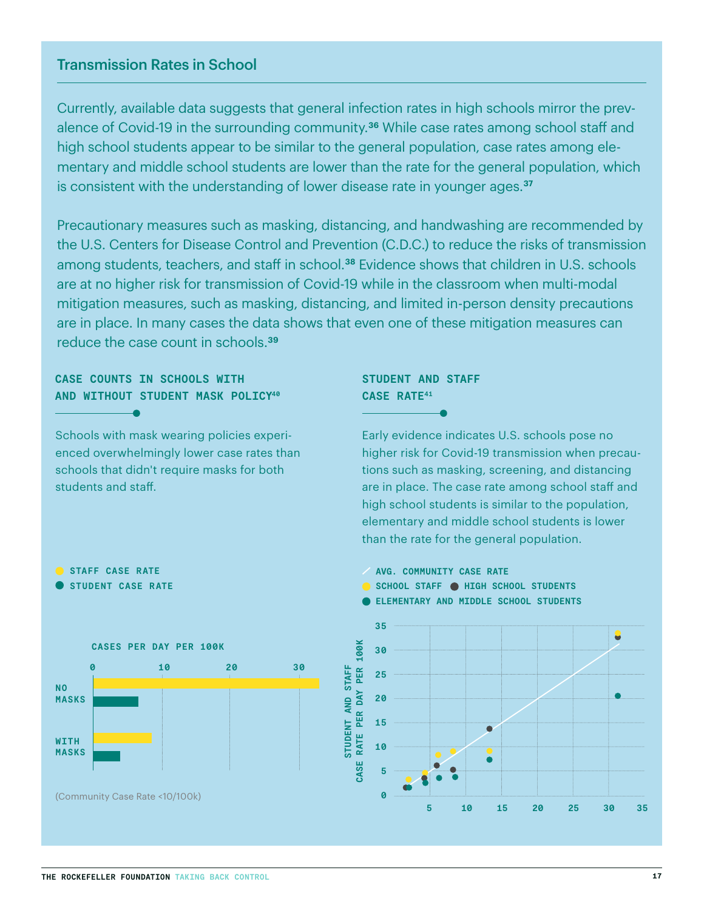## Transmission Rates in School

Currently, available data suggests that general infection rates in high schools mirror the prevalence of Covid-19 in the surrounding community.[36] While case rates among school staff and high school students appear to be similar to the general population, case rates among elementary and middle school students are lower than the rate for the general population, which is consistent with the understanding of lower disease rate in younger ages.[37]

Precautionary measures such as masking, distancing, and handwashing are recommended by the U.S. Centers for Disease Control and Prevention (C.D.C.) to reduce the risks of transmission among students, teachers, and staff in school.[38] Evidence shows that children in U.S. schools are at no higher risk for transmission of Covid-19 while in the classroom when multi-modal mitigation measures, such as masking, distancing, and limited in-person density precautions are in place. In many cases the data shows that even one of these mitigation measures can reduce the case count in schools.[39]

### CASE COUNTS IN SCHOOLS WITH AND WITHOUT STUDENT MASK POLICY[40]

Schools with mask wearing policies experienced overwhelmingly lower case rates than schools that didn't require masks for both students and staff.

STAFF CASE RATE
STUDENT CASE RATE

CASES PER DAY PER 100K

NO MASKS

WITH MASKS

(Community Case Rate <10/100k)

### STUDENT AND STAFF CASE RATE[41]

Early evidence indicates U.S. schools pose no higher risk for Covid-19 transmission when precautions such as masking, screening, and distancing are in place. The case rate among school staff and high school students is similar to the population, elementary and middle school students is lower than the rate for the general population.

AVG. COMMUNITY CASE RATE
SCHOOL STAFF
HIGH SCHOOL STUDENTS
ELEMENTARY AND MIDDLE SCHOOL STUDENTS

STUDENT AND STAFF CASE RATE PER DAY PER 100K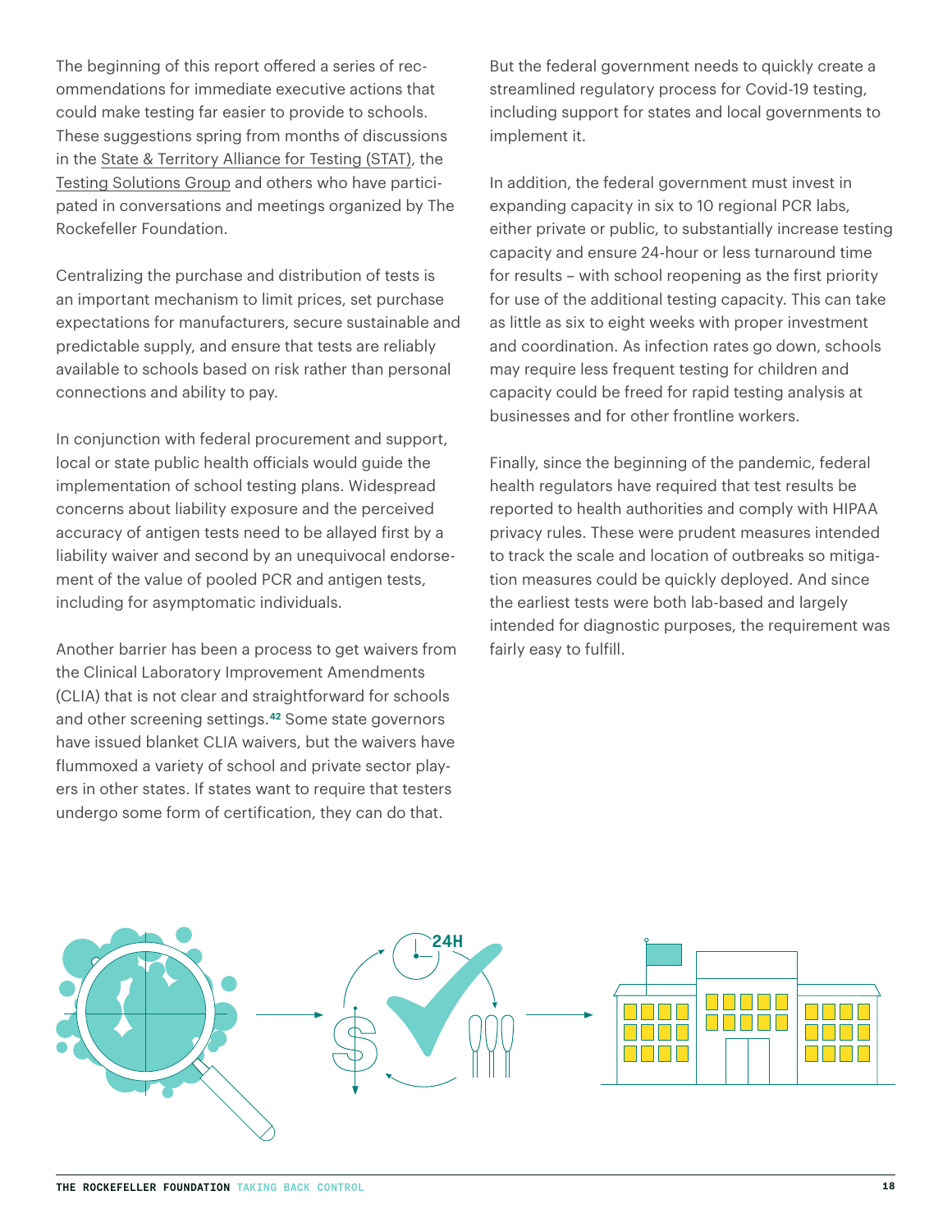The beginning of this report offered a series of recommendations for immediate executive actions that could make testing far easier to provide to schools. These suggestions spring from months of discussions in the State & Territory Alliance for Testing (STAT), the Testing Solutions Group and others who have participated in conversations and meetings organized by The Rockefeller Foundation.

Centralizing the purchase and distribution of tests is an important mechanism to limit prices, set purchase expectations for manufacturers, secure sustainable and predictable supply, and ensure that tests are reliably available to schools based on risk rather than personal connections and ability to pay.

In conjunction with federal procurement and support, local or state public health officials would guide the implementation of school testing plans. Widespread concerns about liability exposure and the perceived accuracy of antigen tests need to be allayed first by a liability waiver and second by an unequivocal endorsement of the value of pooled PCR and antigen tests, including for asymptomatic individuals.

Another barrier has been a process to get waivers from the Clinical Laboratory Improvement Amendments (CLIA) that is not clear and straightforward for schools and other screening settings.[42] Some state governors have issued blanket CLIA waivers, but the waivers have flummoxed a variety of school and private sector players in other states. If states want to require that testers undergo some form of certification, they can do that.

But the federal government needs to quickly create a streamlined regulatory process for Covid-19 testing, including support for states and local governments to implement it.

In addition, the federal government must invest in expanding capacity in six to 10 regional PCR labs, either private or public, to substantially increase testing capacity and ensure 24-hour or less turnaround time for results – with school reopening as the first priority for use of the additional testing capacity. This can take as little as six to eight weeks with proper investment and coordination. As infection rates go down, schools may require less frequent testing for children and capacity could be freed for rapid testing analysis at businesses and for other frontline workers.

Finally, since the beginning of the pandemic, federal health regulators have required that test results be reported to health authorities and comply with HIPAA privacy rules. These were prudent measures intended to track the scale and location of outbreaks so mitigation measures could be quickly deployed. And since the earliest tests were both lab-based and largely intended for diagnostic purposes, the requirement was fairly easy to fulfill.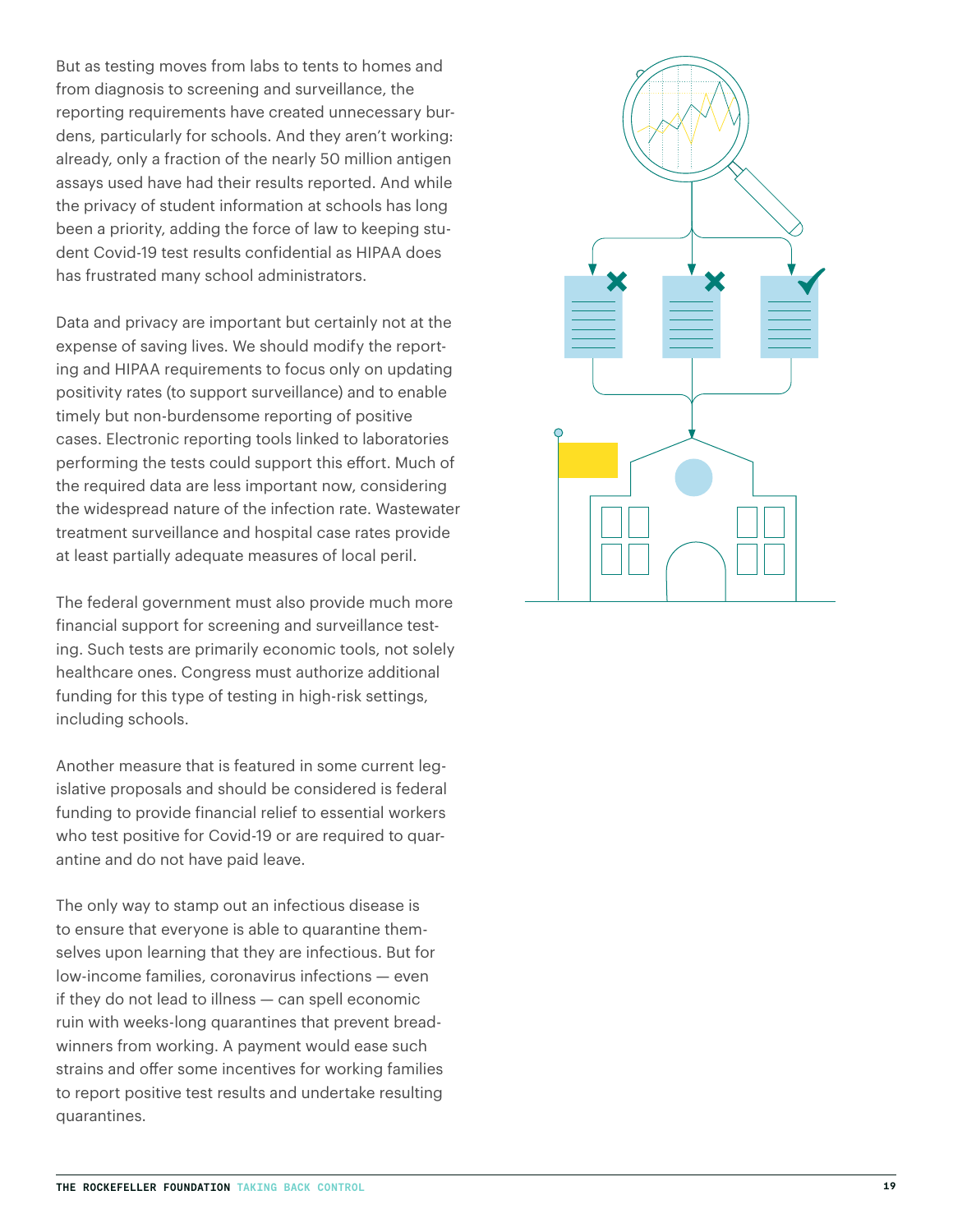But as testing moves from labs to tents to homes and from diagnosis to screening and surveillance, the reporting requirements have created unnecessary burdens, particularly for schools. And they aren't working: already, only a fraction of the nearly 50 million antigen assays used have had their results reported. And while the privacy of student information at schools has long been a priority, adding the force of law to keeping student Covid-19 test results confidential as HIPAA does has frustrated many school administrators.

Data and privacy are important but certainly not at the expense of saving lives. We should modify the reporting and HIPAA requirements to focus only on updating positivity rates (to support surveillance) and to enable timely but non-burdensome reporting of positive cases. Electronic reporting tools linked to laboratories performing the tests could support this effort. Much of the required data are less important now, considering the widespread nature of the infection rate. Wastewater treatment surveillance and hospital case rates provide at least partially adequate measures of local peril.

The federal government must also provide much more financial support for screening and surveillance testing. Such tests are primarily economic tools, not solely healthcare ones. Congress must authorize additional funding for this type of testing in high-risk settings, including schools.

Another measure that is featured in some current legislative proposals and should be considered is federal funding to provide financial relief to essential workers who test positive for Covid-19 or are required to quarantine and do not have paid leave.

The only way to stamp out an infectious disease is to ensure that everyone is able to quarantine themselves upon learning that they are infectious. But for low-income families, coronavirus infections — even if they do not lead to illness — can spell economic ruin with weeks-long quarantines that prevent breadwinners from working. A payment would ease such strains and offer some incentives for working families to report positive test results and undertake resulting quarantines.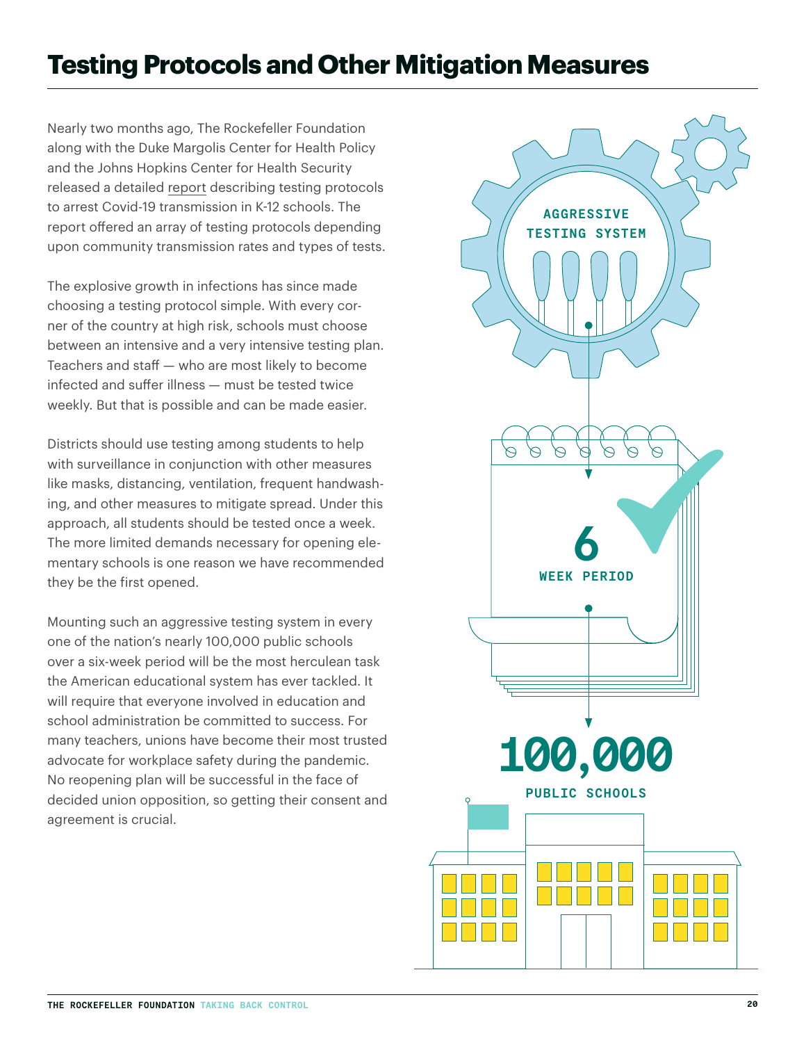# Testing Protocols and Other Mitigation Measures

Nearly two months ago, The Rockefeller Foundation along with the Duke Margolis Center for Health Policy and the Johns Hopkins Center for Health Security released a detailed report describing testing protocols to arrest Covid-19 transmission in K-12 schools. The report offered an array of testing protocols depending upon community transmission rates and types of tests.

The explosive growth in infections has since made choosing a testing protocol simple. With every corner of the country at high risk, schools must choose between an intensive and a very intensive testing plan. Teachers and staff — who are most likely to become infected and suffer illness — must be tested twice weekly. But that is possible and can be made easier.

Districts should use testing among students to help with surveillance in conjunction with other measures like masks, distancing, ventilation, frequent handwashing, and other measures to mitigate spread. Under this approach, all students should be tested once a week. The more limited demands necessary for opening elementary schools is one reason we have recommended they be the first opened.

Mounting such an aggressive testing system in every one of the nation's nearly 100,000 public schools over a six-week period will be the most herculean task the American educational system has ever tackled. It will require that everyone involved in education and school administration be committed to success. For many teachers, unions have become their most trusted advocate for workplace safety during the pandemic. No reopening plan will be successful in the face of decided union opposition, so getting their consent and agreement is crucial.

AGGRESSIVE TESTING SYSTEM

6 WEEK PERIOD

100,000 PUBLIC SCHOOLS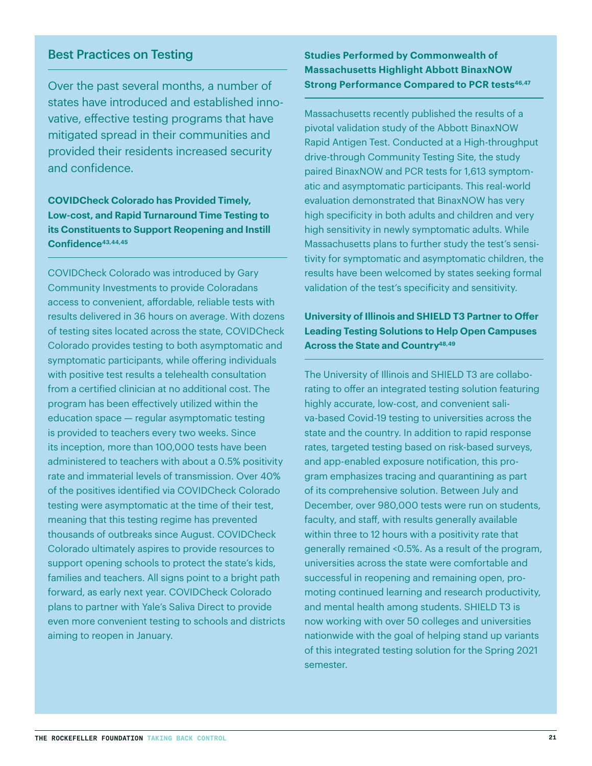## Best Practices on Testing

Over the past several months, a number of states have introduced and established innovative, effective testing programs that have mitigated spread in their communities and provided their residents increased security and confidence.

### COVIDCheck Colorado has Provided Timely, Low-cost, and Rapid Turnaround Time Testing to its Constituents to Support Reopening and Instill Confidence[43,44,45]

COVIDCheck Colorado was introduced by Gary Community Investments to provide Coloradans access to convenient, affordable, reliable tests with results delivered in 36 hours on average. With dozens of testing sites located across the state, COVIDCheck Colorado provides testing to both asymptomatic and symptomatic participants, while offering individuals with positive test results a telehealth consultation from a certified clinician at no additional cost. The program has been effectively utilized within the education space — regular asymptomatic testing is provided to teachers every two weeks. Since its inception, more than 100,000 tests have been administered to teachers with about a 0.5% positivity rate and immaterial levels of transmission. Over 40% of the positives identified via COVIDCheck Colorado testing were asymptomatic at the time of their test, meaning that this testing regime has prevented thousands of outbreaks since August. COVIDCheck Colorado ultimately aspires to provide resources to support opening schools to protect the state's kids, families and teachers. All signs point to a bright path forward, as early next year. COVIDCheck Colorado plans to partner with Yale's Saliva Direct to provide even more convenient testing to schools and districts aiming to reopen in January.

### Studies Performed by Commonwealth of Massachusetts Highlight Abbott BinaxNOW Strong Performance Compared to PCR tests[46,47]

Massachusetts recently published the results of a pivotal validation study of the Abbott BinaxNOW Rapid Antigen Test. Conducted at a High-throughput drive-through Community Testing Site, the study paired BinaxNOW and PCR tests for 1,613 symptomatic and asymptomatic participants. This real-world evaluation demonstrated that BinaxNOW has very high specificity in both adults and children and very high sensitivity in newly symptomatic adults. While Massachusetts plans to further study the test's sensitivity for symptomatic and asymptomatic children, the results have been welcomed by states seeking formal validation of the test's specificity and sensitivity.

### University of Illinois and SHIELD T3 Partner to Offer Leading Testing Solutions to Help Open Campuses Across the State and Country[48,49]

The University of Illinois and SHIELD T3 are collaborating to offer an integrated testing solution featuring highly accurate, low-cost, and convenient saliva-based Covid-19 testing to universities across the state and the country. In addition to rapid response rates, targeted testing based on risk-based surveys, and app-enabled exposure notification, this program emphasizes tracing and quarantining as part of its comprehensive solution. Between July and December, over 980,000 tests were run on students, faculty, and staff, with results generally available within three to 12 hours with a positivity rate that generally remained <0.5%. As a result of the program, universities across the state were comfortable and successful in reopening and remaining open, promoting continued learning and research productivity, and mental health among students. SHIELD T3 is now working with over 50 colleges and universities nationwide with the goal of helping stand up variants of this integrated testing solution for the Spring 2021 semester.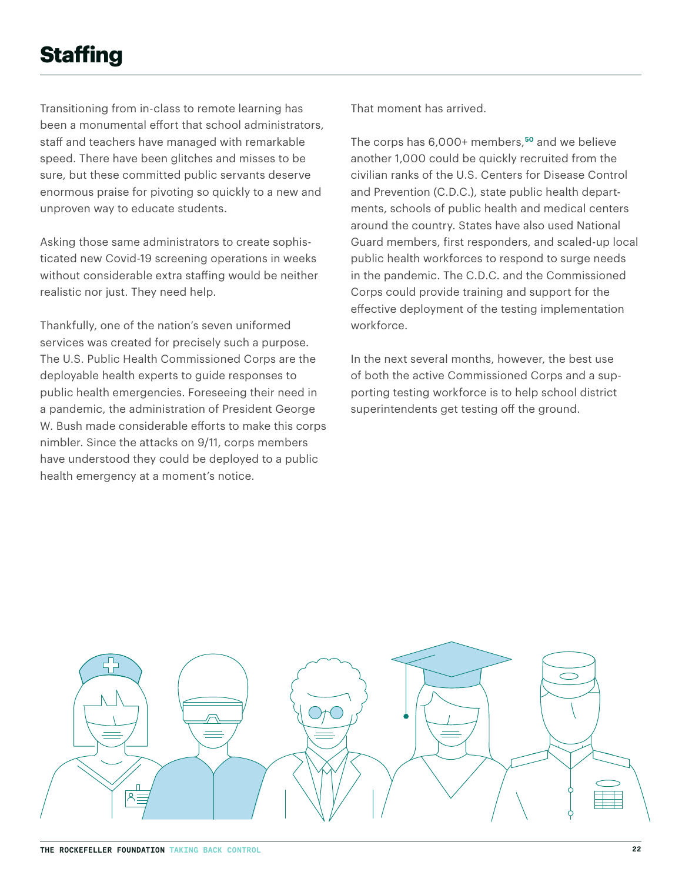# Staffing

Transitioning from in-class to remote learning has been a monumental effort that school administrators, staff and teachers have managed with remarkable speed. There have been glitches and misses to be sure, but these committed public servants deserve enormous praise for pivoting so quickly to a new and unproven way to educate students.

Asking those same administrators to create sophisticated new Covid-19 screening operations in weeks without considerable extra staffing would be neither realistic nor just. They need help.

Thankfully, one of the nation's seven uniformed services was created for precisely such a purpose. The U.S. Public Health Commissioned Corps are the deployable health experts to guide responses to public health emergencies. Foreseeing their need in a pandemic, the administration of President George W. Bush made considerable efforts to make this corps nimbler. Since the attacks on 9/11, corps members have understood they could be deployed to a public health emergency at a moment's notice.

That moment has arrived.

The corps has 6,000+ members,[50] and we believe another 1,000 could be quickly recruited from the civilian ranks of the U.S. Centers for Disease Control and Prevention (C.D.C.), state public health departments, schools of public health and medical centers around the country. States have also used National Guard members, first responders, and scaled-up local public health workforces to respond to surge needs in the pandemic. The C.D.C. and the Commissioned Corps could provide training and support for the effective deployment of the testing implementation workforce.

In the next several months, however, the best use of both the active Commissioned Corps and a supporting testing workforce is to help school district superintendents get testing off the ground.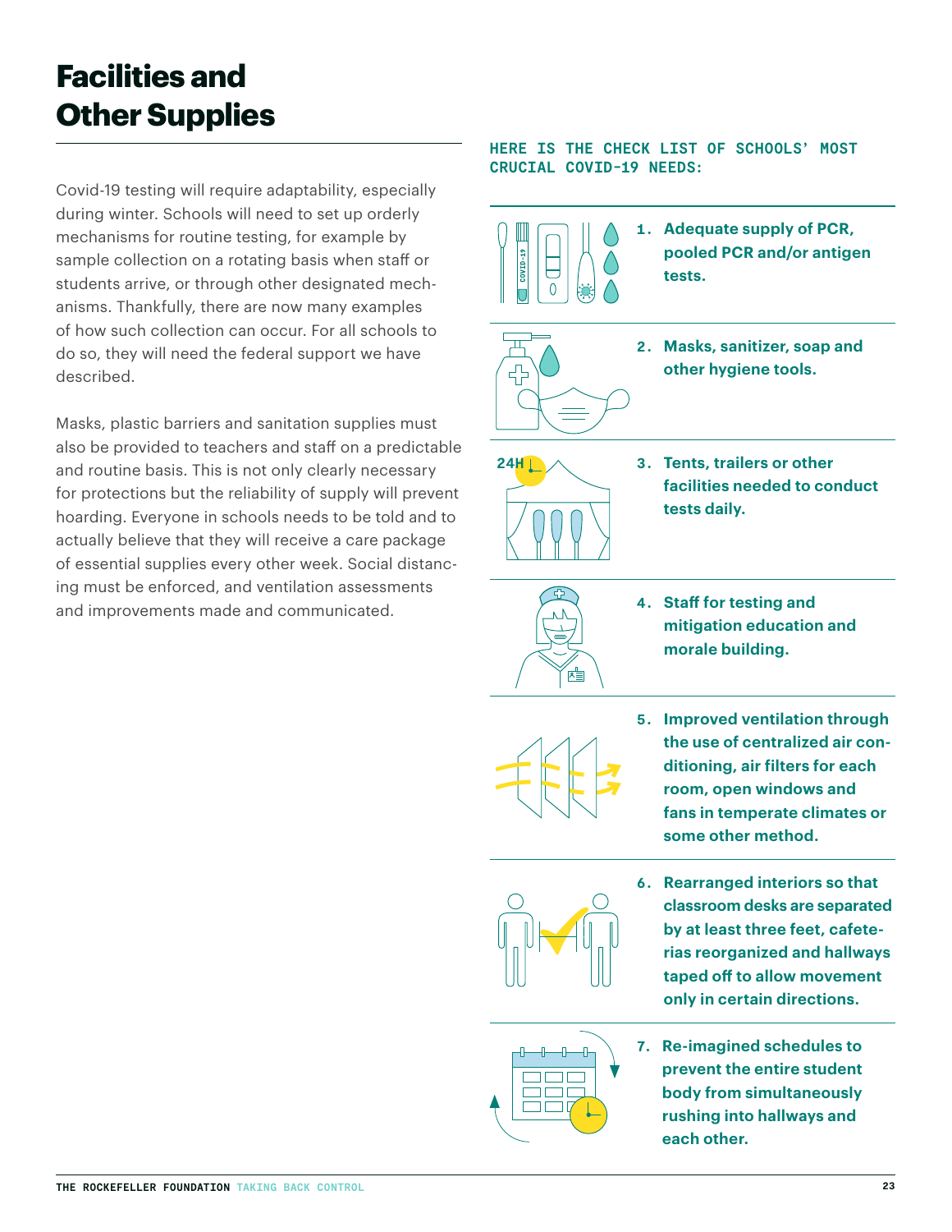# Facilities and Other Supplies

Covid-19 testing will require adaptability, especially during winter. Schools will need to set up orderly mechanisms for routine testing, for example by sample collection on a rotating basis when staff or students arrive, or through other designated mechanisms. Thankfully, there are now many examples of how such collection can occur. For all schools to do so, they will need the federal support we have described.

Masks, plastic barriers and sanitation supplies must also be provided to teachers and staff on a predictable and routine basis. This is not only clearly necessary for protections but the reliability of supply will prevent hoarding. Everyone in schools needs to be told and to actually believe that they will receive a care package of essential supplies every other week. Social distancing must be enforced, and ventilation assessments and improvements made and communicated.

**HERE IS THE CHECK LIST OF SCHOOLS' MOST CRUCIAL COVID-19 NEEDS:**

1. **Adequate supply of PCR, pooled PCR and/or antigen tests.**
2. **Masks, sanitizer, soap and other hygiene tools.**
3. **Tents, trailers or other facilities needed to conduct tests daily.**
4. **Staff for testing and mitigation education and morale building.**
5. **Improved ventilation through the use of centralized air conditioning, air filters for each room, open windows and fans in temperate climates or some other method.**
6. **Rearranged interiors so that classroom desks are separated by at least three feet, cafeterias reorganized and hallways taped off to allow movement only in certain directions.**
7. **Re-imagined schedules to prevent the entire student body from simultaneously rushing into hallways and each other.**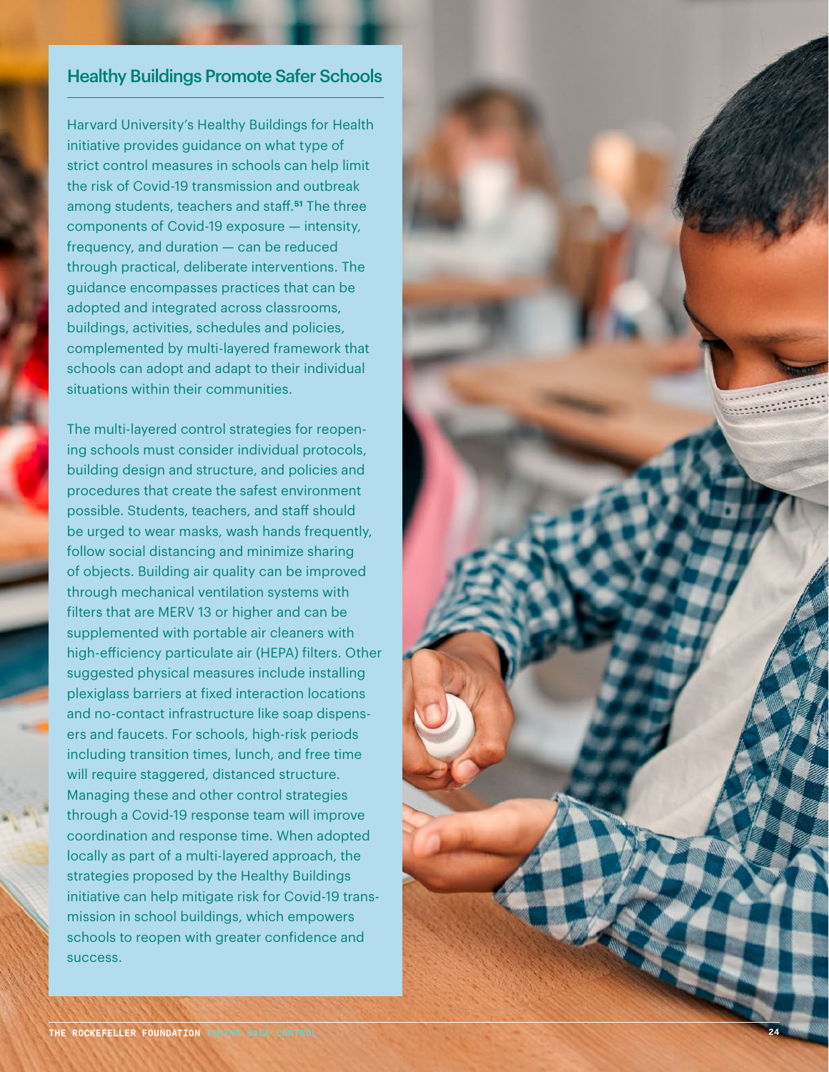## Healthy Buildings Promote Safer Schools

Harvard University's Healthy Buildings for Health initiative provides guidance on what type of strict control measures in schools can help limit the risk of Covid-19 transmission and outbreak among students, teachers and staff.[51] The three components of Covid-19 exposure — intensity, frequency, and duration — can be reduced through practical, deliberate interventions. The guidance encompasses practices that can be adopted and integrated across classrooms, buildings, activities, schedules and policies, complemented by multi-layered framework that schools can adopt and adapt to their individual situations within their communities.

The multi-layered control strategies for reopening schools must consider individual protocols, building design and structure, and policies and procedures that create the safest environment possible. Students, teachers, and staff should be urged to wear masks, wash hands frequently, follow social distancing and minimize sharing of objects. Building air quality can be improved through mechanical ventilation systems with filters that are MERV 13 or higher and can be supplemented with portable air cleaners with high-efficiency particulate air (HEPA) filters. Other suggested physical measures include installing plexiglass barriers at fixed interaction locations and no-contact infrastructure like soap dispensers and faucets. For schools, high-risk periods including transition times, lunch, and free time will require staggered, distanced structure. Managing these and other control strategies through a Covid-19 response team will improve coordination and response time. When adopted locally as part of a multi-layered approach, the strategies proposed by the Healthy Buildings initiative can help mitigate risk for Covid-19 transmission in school buildings, which empowers schools to reopen with greater confidence and success.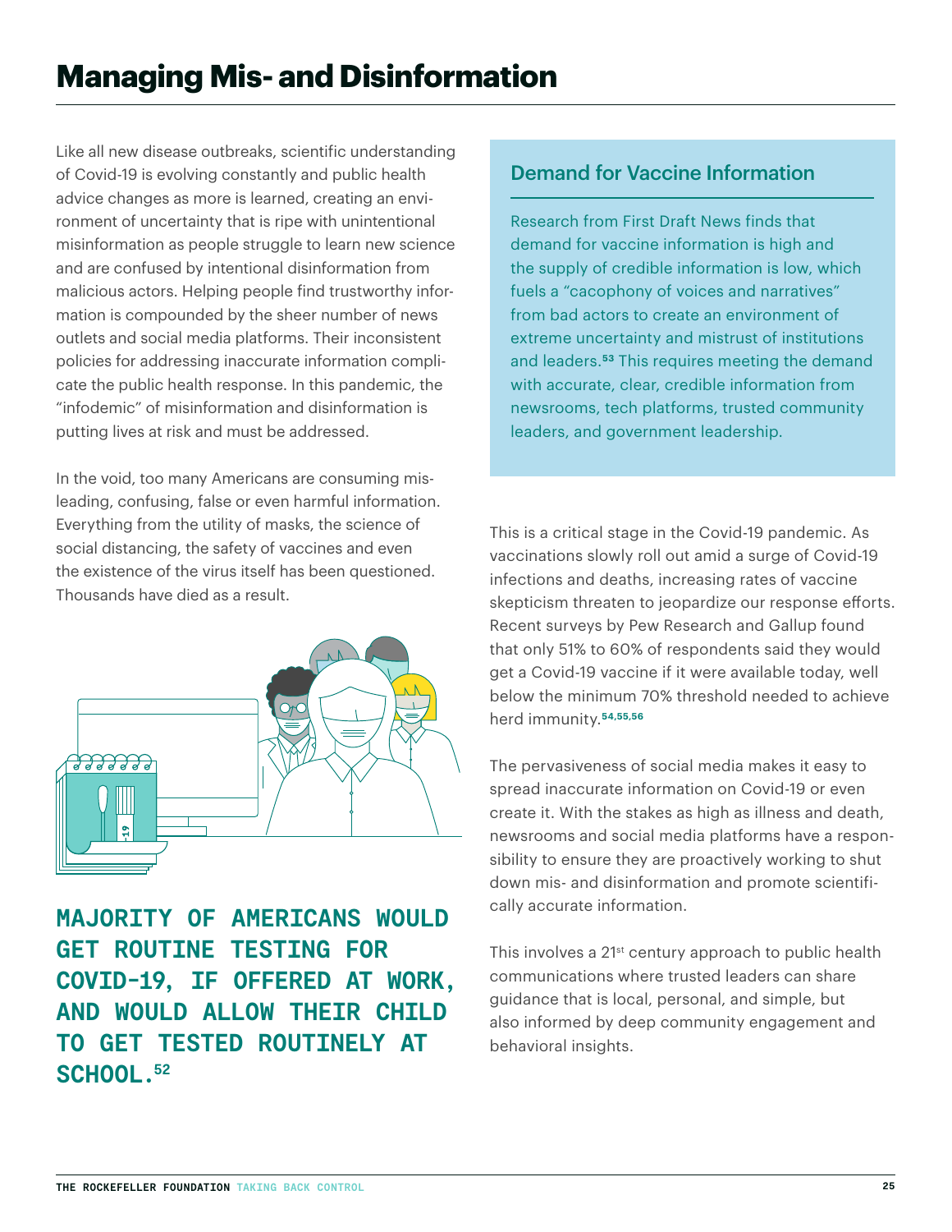# Managing Mis- and Disinformation

Like all new disease outbreaks, scientific understanding of Covid-19 is evolving constantly and public health advice changes as more is learned, creating an environment of uncertainty that is ripe with unintentional misinformation as people struggle to learn new science and are confused by intentional disinformation from malicious actors. Helping people find trustworthy information is compounded by the sheer number of news outlets and social media platforms. Their inconsistent policies for addressing inaccurate information complicate the public health response. In this pandemic, the "infodemic" of misinformation and disinformation is putting lives at risk and must be addressed.

In the void, too many Americans are consuming misleading, confusing, false or even harmful information. Everything from the utility of masks, the science of social distancing, the safety of vaccines and even the existence of the virus itself has been questioned. Thousands have died as a result.

**MAJORITY OF AMERICANS WOULD GET ROUTINE TESTING FOR COVID-19, IF OFFERED AT WORK, AND WOULD ALLOW THEIR CHILD TO GET TESTED ROUTINELY AT SCHOOL.[52]**

## Demand for Vaccine Information

Research from First Draft News finds that demand for vaccine information is high and the supply of credible information is low, which fuels a "cacophony of voices and narratives" from bad actors to create an environment of extreme uncertainty and mistrust of institutions and leaders.[53] This requires meeting the demand with accurate, clear, credible information from newsrooms, tech platforms, trusted community leaders, and government leadership.

This is a critical stage in the Covid-19 pandemic. As vaccinations slowly roll out amid a surge of Covid-19 infections and deaths, increasing rates of vaccine skepticism threaten to jeopardize our response efforts. Recent surveys by Pew Research and Gallup found that only 51% to 60% of respondents said they would get a Covid-19 vaccine if it were available today, well below the minimum 70% threshold needed to achieve herd immunity.[54,55,56]

The pervasiveness of social media makes it easy to spread inaccurate information on Covid-19 or even create it. With the stakes as high as illness and death, newsrooms and social media platforms have a responsibility to ensure they are proactively working to shut down mis- and disinformation and promote scientifically accurate information.

This involves a 21st century approach to public health communications where trusted leaders can share guidance that is local, personal, and simple, but also informed by deep community engagement and behavioral insights.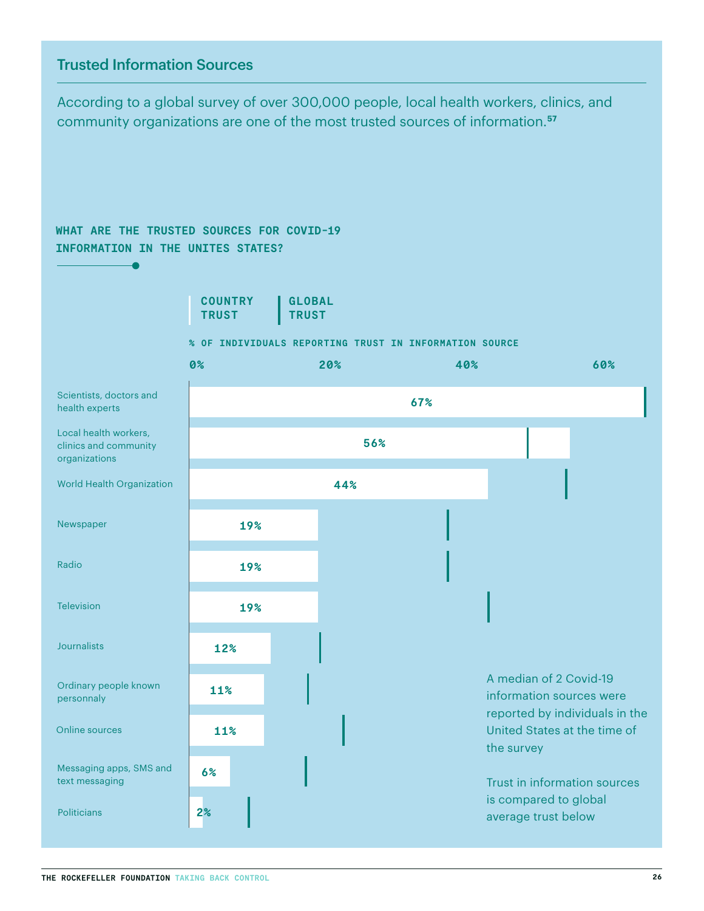## Trusted Information Sources

According to a global survey of over 300,000 people, local health workers, clinics, and community organizations are one of the most trusted sources of information.[57]

**WHAT ARE THE TRUSTED SOURCES FOR COVID-19 INFORMATION IN THE UNITES STATES?**

COUNTRY TRUST | GLOBAL TRUST

% OF INDIVIDUALS REPORTING TRUST IN INFORMATION SOURCE

| Information source | Country trust |
|---|---|
| Scientists, doctors and health experts | 67% |
| Local health workers, clinics and community organizations | 56% |
| World Health Organization | 44% |
| Newspaper | 19% |
| Radio | 19% |
| Television | 19% |
| Journalists | 12% |
| Ordinary people known personnaly | 11% |
| Online sources | 11% |
| Messaging apps, SMS and text messaging | 6% |
| Politicians | 2% |

A median of 2 Covid-19 information sources were reported by individuals in the United States at the time of the survey

Trust in information sources is compared to global average trust below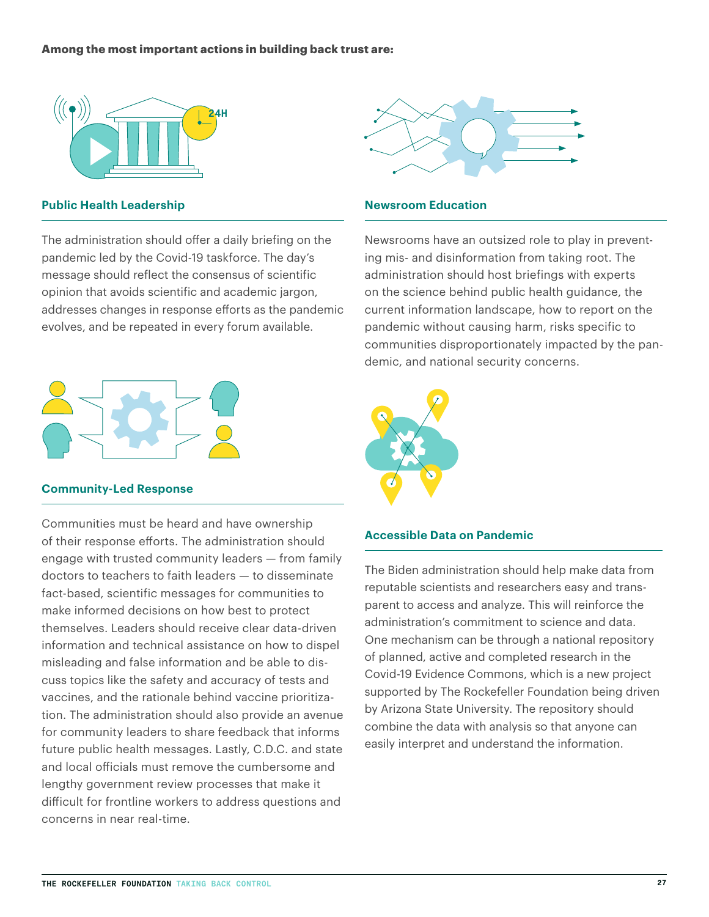**Among the most important actions in building back trust are:**

### Public Health Leadership

The administration should offer a daily briefing on the pandemic led by the Covid-19 taskforce. The day's message should reflect the consensus of scientific opinion that avoids scientific and academic jargon, addresses changes in response efforts as the pandemic evolves, and be repeated in every forum available.

### Community-Led Response

Communities must be heard and have ownership of their response efforts. The administration should engage with trusted community leaders — from family doctors to teachers to faith leaders — to disseminate fact-based, scientific messages for communities to make informed decisions on how best to protect themselves. Leaders should receive clear data-driven information and technical assistance on how to dispel misleading and false information and be able to discuss topics like the safety and accuracy of tests and vaccines, and the rationale behind vaccine prioritization. The administration should also provide an avenue for community leaders to share feedback that informs future public health messages. Lastly, C.D.C. and state and local officials must remove the cumbersome and lengthy government review processes that make it difficult for frontline workers to address questions and concerns in near real-time.

### Newsroom Education

Newsrooms have an outsized role to play in preventing mis- and disinformation from taking root. The administration should host briefings with experts on the science behind public health guidance, the current information landscape, how to report on the pandemic without causing harm, risks specific to communities disproportionately impacted by the pandemic, and national security concerns.

### Accessible Data on Pandemic

The Biden administration should help make data from reputable scientists and researchers easy and transparent to access and analyze. This will reinforce the administration's commitment to science and data. One mechanism can be through a national repository of planned, active and completed research in the Covid-19 Evidence Commons, which is a new project supported by The Rockefeller Foundation being driven by Arizona State University. The repository should combine the data with analysis so that anyone can easily interpret and understand the information.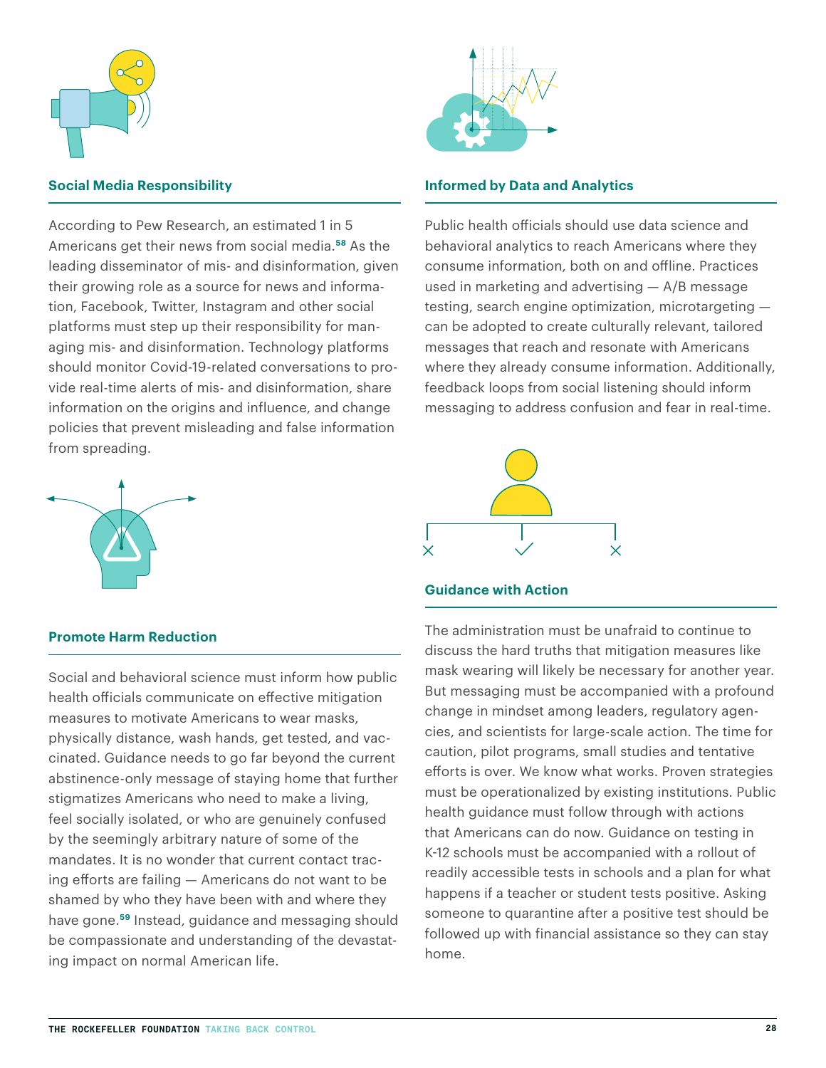### Social Media Responsibility

According to Pew Research, an estimated 1 in 5 Americans get their news from social media.[58] As the leading disseminator of mis- and disinformation, given their growing role as a source for news and information, Facebook, Twitter, Instagram and other social platforms must step up their responsibility for managing mis- and disinformation. Technology platforms should monitor Covid-19-related conversations to provide real-time alerts of mis- and disinformation, share information on the origins and influence, and change policies that prevent misleading and false information from spreading.

### Promote Harm Reduction

Social and behavioral science must inform how public health officials communicate on effective mitigation measures to motivate Americans to wear masks, physically distance, wash hands, get tested, and vaccinated. Guidance needs to go far beyond the current abstinence-only message of staying home that further stigmatizes Americans who need to make a living, feel socially isolated, or who are genuinely confused by the seemingly arbitrary nature of some of the mandates. It is no wonder that current contact tracing efforts are failing — Americans do not want to be shamed by who they have been with and where they have gone.[59] Instead, guidance and messaging should be compassionate and understanding of the devastating impact on normal American life.

### Informed by Data and Analytics

Public health officials should use data science and behavioral analytics to reach Americans where they consume information, both on and offline. Practices used in marketing and advertising — A/B message testing, search engine optimization, microtargeting — can be adopted to create culturally relevant, tailored messages that reach and resonate with Americans where they already consume information. Additionally, feedback loops from social listening should inform messaging to address confusion and fear in real-time.

### Guidance with Action

The administration must be unafraid to continue to discuss the hard truths that mitigation measures like mask wearing will likely be necessary for another year. But messaging must be accompanied with a profound change in mindset among leaders, regulatory agencies, and scientists for large-scale action. The time for caution, pilot programs, small studies and tentative efforts is over. We know what works. Proven strategies must be operationalized by existing institutions. Public health guidance must follow through with actions that Americans can do now. Guidance on testing in K-12 schools must be accompanied with a rollout of readily accessible tests in schools and a plan for what happens if a teacher or student tests positive. Asking someone to quarantine after a positive test should be followed up with financial assistance so they can stay home.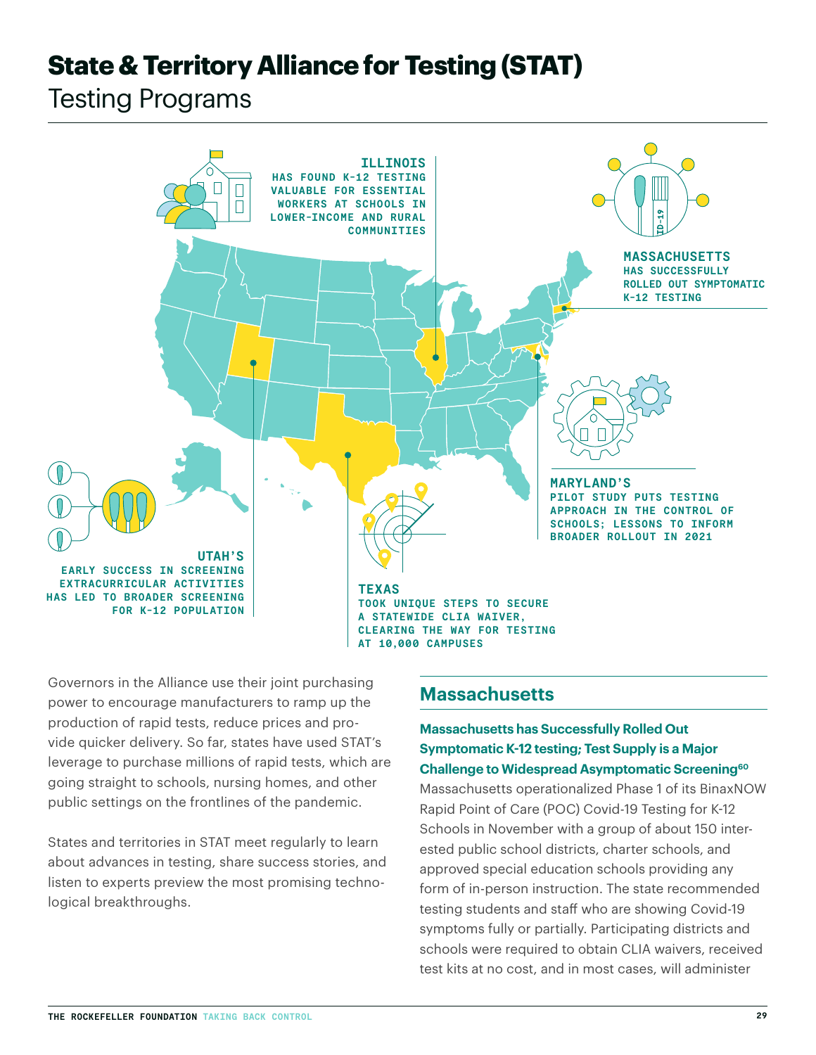# State & Territory Alliance for Testing (STAT)

## Testing Programs

**ILLINOIS** HAS FOUND K-12 TESTING VALUABLE FOR ESSENTIAL WORKERS AT SCHOOLS IN LOWER-INCOME AND RURAL COMMUNITIES

**MASSACHUSETTS** HAS SUCCESSFULLY ROLLED OUT SYMPTOMATIC K-12 TESTING

**MARYLAND'S** PILOT STUDY PUTS TESTING APPROACH IN THE CONTROL OF SCHOOLS; LESSONS TO INFORM BROADER ROLLOUT IN 2021

**UTAH'S** EARLY SUCCESS IN SCREENING EXTRACURRICULAR ACTIVITIES HAS LED TO BROADER SCREENING FOR K-12 POPULATION

**TEXAS** TOOK UNIQUE STEPS TO SECURE A STATEWIDE CLIA WAIVER, CLEARING THE WAY FOR TESTING AT 10,000 CAMPUSES

Governors in the Alliance use their joint purchasing power to encourage manufacturers to ramp up the production of rapid tests, reduce prices and provide quicker delivery. So far, states have used STAT's leverage to purchase millions of rapid tests, which are going straight to schools, nursing homes, and other public settings on the frontlines of the pandemic.

States and territories in STAT meet regularly to learn about advances in testing, share success stories, and listen to experts preview the most promising technological breakthroughs.

## Massachusetts

### Massachusetts has Successfully Rolled Out Symptomatic K-12 testing; Test Supply is a Major Challenge to Widespread Asymptomatic Screening[60]

Massachusetts operationalized Phase 1 of its BinaxNOW Rapid Point of Care (POC) Covid-19 Testing for K-12 Schools in November with a group of about 150 interested public school districts, charter schools, and approved special education schools providing any form of in-person instruction. The state recommended testing students and staff who are showing Covid-19 symptoms fully or partially. Participating districts and schools were required to obtain CLIA waivers, received test kits at no cost, and in most cases, will administer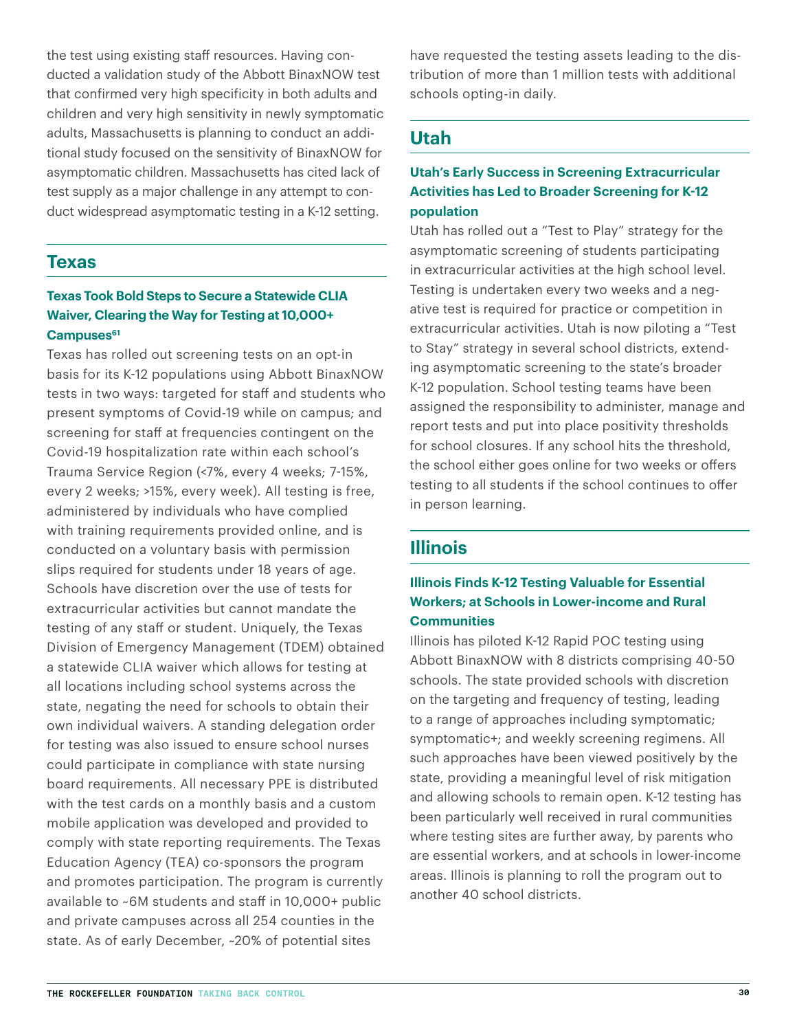the test using existing staff resources. Having conducted a validation study of the Abbott BinaxNOW test that confirmed very high specificity in both adults and children and very high sensitivity in newly symptomatic adults, Massachusetts is planning to conduct an additional study focused on the sensitivity of BinaxNOW for asymptomatic children. Massachusetts has cited lack of test supply as a major challenge in any attempt to conduct widespread asymptomatic testing in a K-12 setting.

## Texas

### Texas Took Bold Steps to Secure a Statewide CLIA Waiver, Clearing the Way for Testing at 10,000+ Campuses[61]

Texas has rolled out screening tests on an opt-in basis for its K-12 populations using Abbott BinaxNOW tests in two ways: targeted for staff and students who present symptoms of Covid-19 while on campus; and screening for staff at frequencies contingent on the Covid-19 hospitalization rate within each school's Trauma Service Region (<7%, every 4 weeks; 7-15%, every 2 weeks; >15%, every week). All testing is free, administered by individuals who have complied with training requirements provided online, and is conducted on a voluntary basis with permission slips required for students under 18 years of age. Schools have discretion over the use of tests for extracurricular activities but cannot mandate the testing of any staff or student. Uniquely, the Texas Division of Emergency Management (TDEM) obtained a statewide CLIA waiver which allows for testing at all locations including school systems across the state, negating the need for schools to obtain their own individual waivers. A standing delegation order for testing was also issued to ensure school nurses could participate in compliance with state nursing board requirements. All necessary PPE is distributed with the test cards on a monthly basis and a custom mobile application was developed and provided to comply with state reporting requirements. The Texas Education Agency (TEA) co-sponsors the program and promotes participation. The program is currently available to ~6M students and staff in 10,000+ public and private campuses across all 254 counties in the state. As of early December, ~20% of potential sites have requested the testing assets leading to the distribution of more than 1 million tests with additional schools opting-in daily.

## Utah

### Utah's Early Success in Screening Extracurricular Activities has Led to Broader Screening for K-12 population

Utah has rolled out a "Test to Play" strategy for the asymptomatic screening of students participating in extracurricular activities at the high school level. Testing is undertaken every two weeks and a negative test is required for practice or competition in extracurricular activities. Utah is now piloting a "Test to Stay" strategy in several school districts, extending asymptomatic screening to the state's broader K-12 population. School testing teams have been assigned the responsibility to administer, manage and report tests and put into place positivity thresholds for school closures. If any school hits the threshold, the school either goes online for two weeks or offers testing to all students if the school continues to offer in person learning.

## Illinois

### Illinois Finds K-12 Testing Valuable for Essential Workers; at Schools in Lower-income and Rural Communities

Illinois has piloted K-12 Rapid POC testing using Abbott BinaxNOW with 8 districts comprising 40-50 schools. The state provided schools with discretion on the targeting and frequency of testing, leading to a range of approaches including symptomatic; symptomatic+; and weekly screening regimens. All such approaches have been viewed positively by the state, providing a meaningful level of risk mitigation and allowing schools to remain open. K-12 testing has been particularly well received in rural communities where testing sites are further away, by parents who are essential workers, and at schools in lower-income areas. Illinois is planning to roll the program out to another 40 school districts.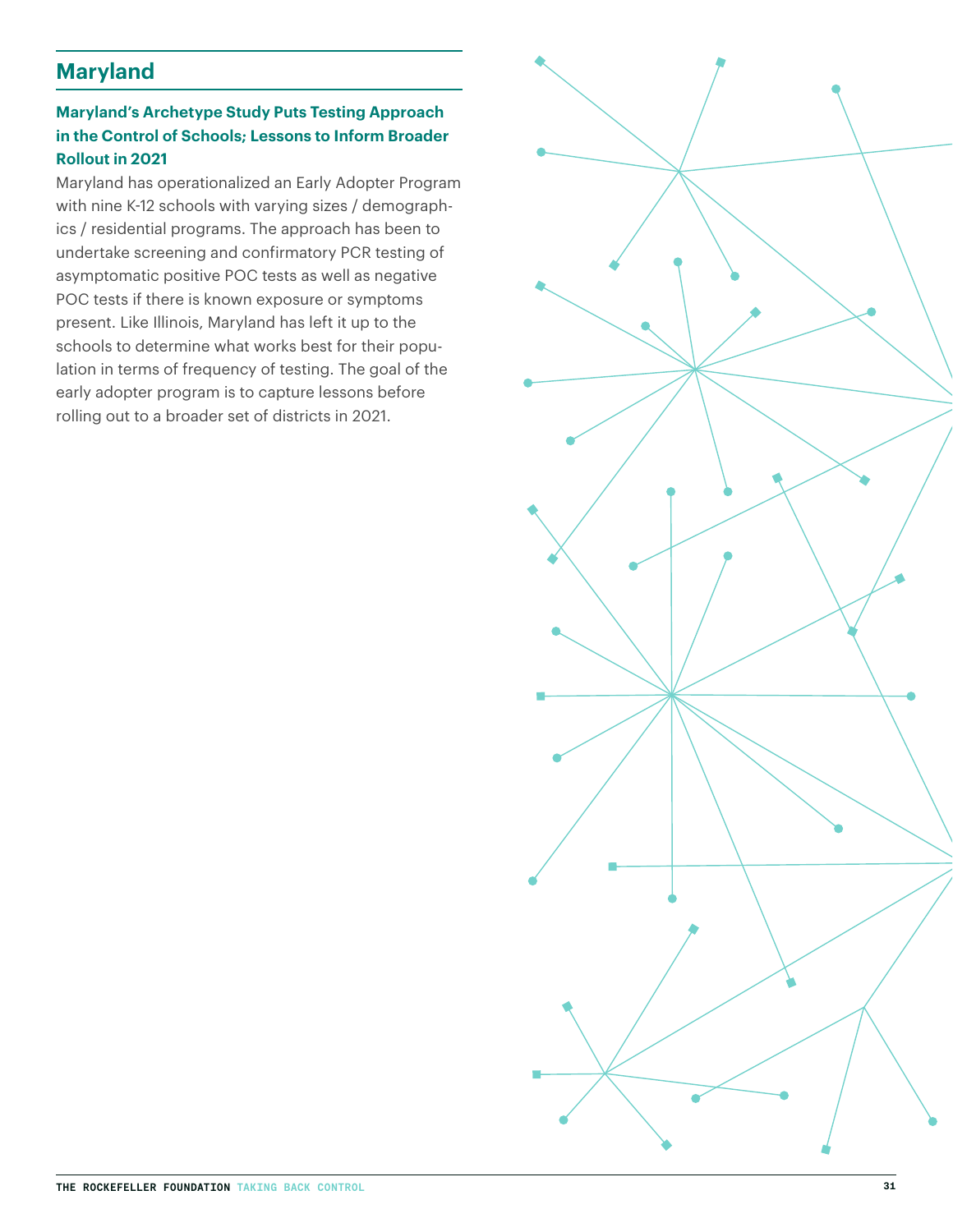## Maryland

### Maryland's Archetype Study Puts Testing Approach in the Control of Schools; Lessons to Inform Broader Rollout in 2021

Maryland has operationalized an Early Adopter Program with nine K-12 schools with varying sizes / demographics / residential programs. The approach has been to undertake screening and confirmatory PCR testing of asymptomatic positive POC tests as well as negative POC tests if there is known exposure or symptoms present. Like Illinois, Maryland has left it up to the schools to determine what works best for their population in terms of frequency of testing. The goal of the early adopter program is to capture lessons before rolling out to a broader set of districts in 2021.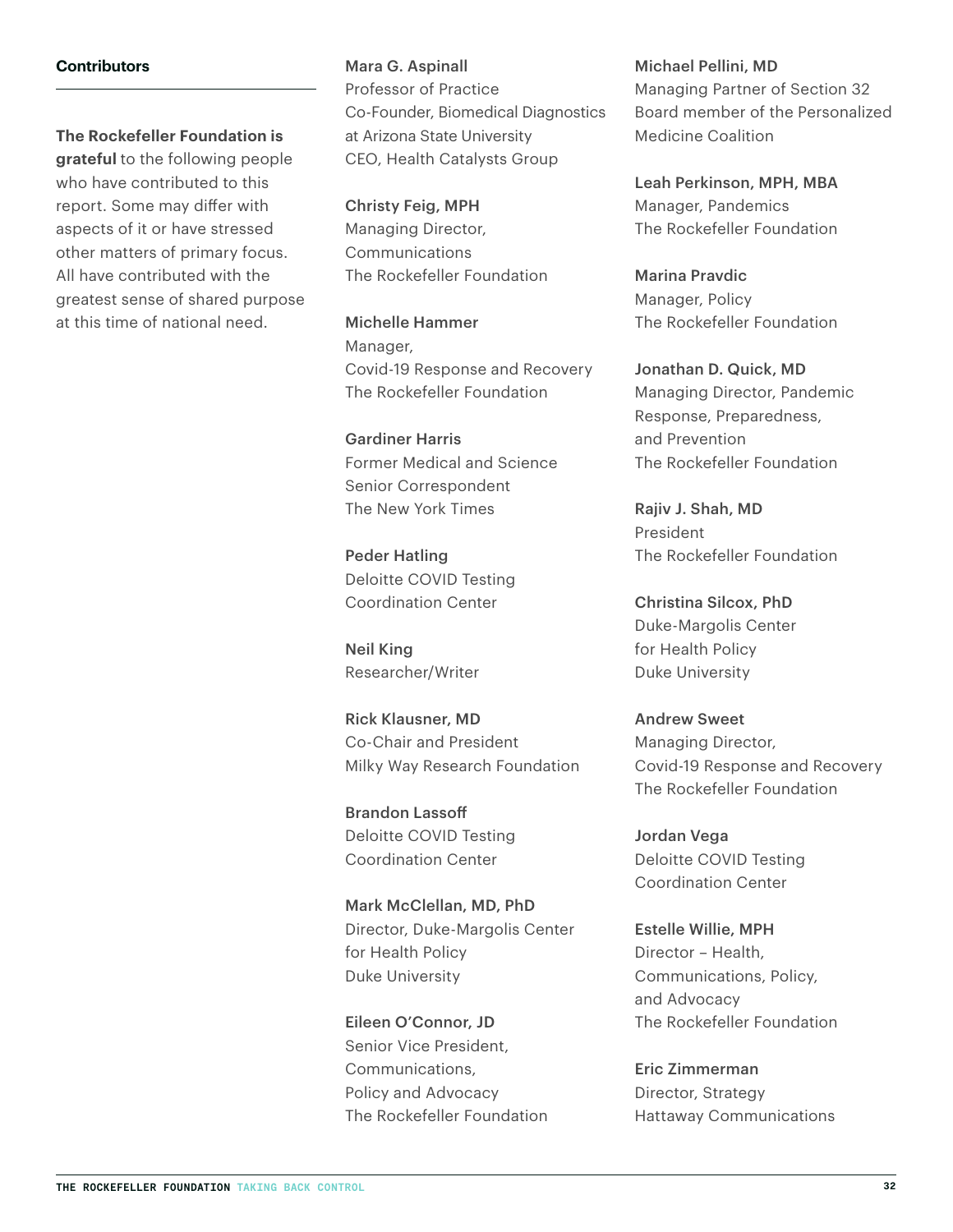## Contributors

**The Rockefeller Foundation is grateful** to the following people who have contributed to this report. Some may differ with aspects of it or have stressed other matters of primary focus. All have contributed with the greatest sense of shared purpose at this time of national need.

**Mara G. Aspinall**
Professor of Practice
Co-Founder, Biomedical Diagnostics at Arizona State University
CEO, Health Catalysts Group

**Christy Feig, MPH**
Managing Director, Communications
The Rockefeller Foundation

**Michelle Hammer**
Manager, Covid-19 Response and Recovery
The Rockefeller Foundation

**Gardiner Harris**
Former Medical and Science Senior Correspondent
The New York Times

**Peder Hatling**
Deloitte COVID Testing Coordination Center

**Neil King**
Researcher/Writer

**Rick Klausner, MD**
Co-Chair and President
Milky Way Research Foundation

**Brandon Lassoff**
Deloitte COVID Testing Coordination Center

**Mark McClellan, MD, PhD**
Director, Duke-Margolis Center for Health Policy
Duke University

**Eileen O'Connor, JD**
Senior Vice President, Communications, Policy and Advocacy
The Rockefeller Foundation

**Michael Pellini, MD**
Managing Partner of Section 32
Board member of the Personalized Medicine Coalition

**Leah Perkinson, MPH, MBA**
Manager, Pandemics
The Rockefeller Foundation

**Marina Pravdic**
Manager, Policy
The Rockefeller Foundation

**Jonathan D. Quick, MD**
Managing Director, Pandemic Response, Preparedness, and Prevention
The Rockefeller Foundation

**Rajiv J. Shah, MD**
President
The Rockefeller Foundation

**Christina Silcox, PhD**
Duke-Margolis Center for Health Policy
Duke University

**Andrew Sweet**
Managing Director, Covid-19 Response and Recovery
The Rockefeller Foundation

**Jordan Vega**
Deloitte COVID Testing Coordination Center

**Estelle Willie, MPH**
Director – Health, Communications, Policy, and Advocacy
The Rockefeller Foundation

**Eric Zimmerman**
Director, Strategy
Hattaway Communications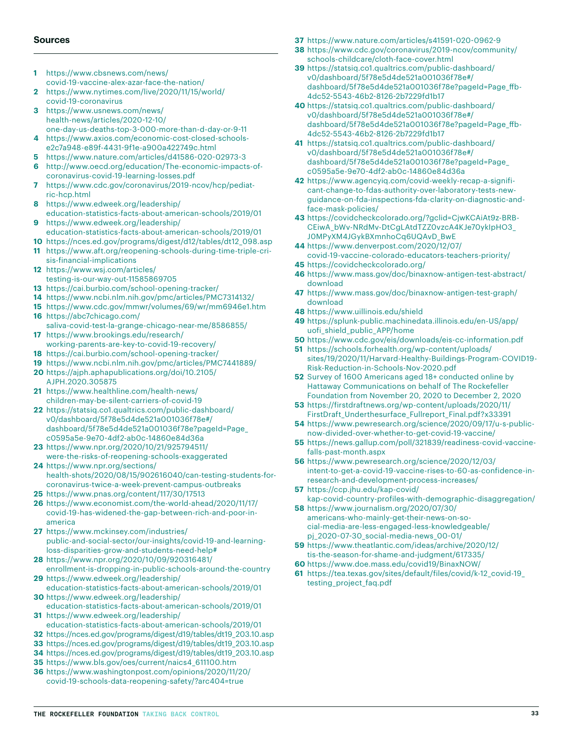## Sources

1. https://www.cbsnews.com/news/covid-19-vaccine-alex-azar-face-the-nation/
2. https://www.nytimes.com/live/2020/11/15/world/covid-19-coronavirus
3. https://www.usnews.com/news/health-news/articles/2020-12-10/one-day-us-deaths-top-3-000-more-than-d-day-or-9-11
4. https://www.axios.com/economic-cost-closed-schools-e2c7a948-e89f-4431-9f1e-a900a422749c.html
5. https://www.nature.com/articles/d41586-020-02973-3
6. http://www.oecd.org/education/The-economic-impacts-of-coronavirus-covid-19-learning-losses.pdf
7. https://www.cdc.gov/coronavirus/2019-ncov/hcp/pediatric-hcp.html
8. https://www.edweek.org/leadership/education-statistics-facts-about-american-schools/2019/01
9. https://www.edweek.org/leadership/education-statistics-facts-about-american-schools/2019/01
10. https://nces.ed.gov/programs/digest/d12/tables/dt12_098.asp
11. https://www.aft.org/reopening-schools-during-time-triple-crisis-financial-implications
12. https://www.wsj.com/articles/testing-is-our-way-out-11585869705
13. https://cai.burbio.com/school-opening-tracker/
14. https://www.ncbi.nlm.nih.gov/pmc/articles/PMC7314132/
15. https://www.cdc.gov/mmwr/volumes/69/wr/mm6946e1.htm
16. https://abc7chicago.com/saliva-covid-test-la-grange-chicago-near-me/8586855/
17. https://www.brookings.edu/research/working-parents-are-key-to-covid-19-recovery/
18. https://cai.burbio.com/school-opening-tracker/
19. https://www.ncbi.nlm.nih.gov/pmc/articles/PMC7441889/
20. https://ajph.aphapublications.org/doi/10.2105/AJPH.2020.305875
21. https://www.healthline.com/health-news/children-may-be-silent-carriers-of-covid-19
22. https://statsiq.co1.qualtrics.com/public-dashboard/v0/dashboard/5f78e5d4de521a001036f78e#/dashboard/5f78e5d4de521a001036f78e?pageId=Page_c0595a5e-9e70-4df2-ab0c-14860e84d36a
23. https://www.npr.org/2020/10/21/925794511/were-the-risks-of-reopening-schools-exaggerated
24. https://www.npr.org/sections/health-shots/2020/08/15/902616040/can-testing-students-for-coronavirus-twice-a-week-prevent-campus-outbreaks
25. https://www.pnas.org/content/117/30/17513
26. https://www.economist.com/the-world-ahead/2020/11/17/covid-19-has-widened-the-gap-between-rich-and-poor-in-america
27. https://www.mckinsey.com/industries/public-and-social-sector/our-insights/covid-19-and-learning-loss-disparities-grow-and-students-need-help#
28. https://www.npr.org/2020/10/09/920316481/enrollment-is-dropping-in-public-schools-around-the-country
29. https://www.edweek.org/leadership/education-statistics-facts-about-american-schools/2019/01
30. https://www.edweek.org/leadership/education-statistics-facts-about-american-schools/2019/01
31. https://www.edweek.org/leadership/education-statistics-facts-about-american-schools/2019/01
32. https://nces.ed.gov/programs/digest/d19/tables/dt19_203.10.asp
33. https://nces.ed.gov/programs/digest/d19/tables/dt19_203.10.asp
34. https://nces.ed.gov/programs/digest/d19/tables/dt19_203.10.asp
35. https://www.bls.gov/oes/current/naics4_611100.htm
36. https://www.washingtonpost.com/opinions/2020/11/20/covid-19-schools-data-reopening-safety/?arc404=true
37. https://www.nature.com/articles/s41591-020-0962-9
38. https://www.cdc.gov/coronavirus/2019-ncov/community/schools-childcare/cloth-face-cover.html
39. https://statsiq.co1.qualtrics.com/public-dashboard/v0/dashboard/5f78e5d4de521a001036f78e#/dashboard/5f78e5d4de521a001036f78e?pageId=Page_ffb-4dc52-5543-46b2-8126-2b7229fd1b17
40. https://statsiq.co1.qualtrics.com/public-dashboard/v0/dashboard/5f78e5d4de521a001036f78e#/dashboard/5f78e5d4de521a001036f78e?pageId=Page_ffb-4dc52-5543-46b2-8126-2b7229fd1b17
41. https://statsiq.co1.qualtrics.com/public-dashboard/v0/dashboard/5f78e5d4de521a001036f78e#/dashboard/5f78e5d4de521a001036f78e?pageId=Page_c0595a5e-9e70-4df2-ab0c-14860e84d36a
42. https://www.agencyiq.com/covid-weekly-recap-a-significant-change-to-fdas-authority-over-laboratory-tests-new-guidance-on-fda-inspections-fda-clarity-on-diagnostic-and-face-mask-policies/
43. https://covidcheckcolorado.org/?gclid=CjwKCAiAt9z-BRB-CEiwA_bWv-NRdMv-DtCgLAtdTZZ0vzcA4KJe70ykIpHO3_J0MPyXM4JGykBXmnhoCq6UQAvD_BwE
44. https://www.denverpost.com/2020/12/07/covid-19-vaccine-colorado-educators-teachers-priority/
45. https://covidcheckcolorado.org/
46. https://www.mass.gov/doc/binaxnow-antigen-test-abstract/download
47. https://www.mass.gov/doc/binaxnow-antigen-test-graph/download
48. https://www.uillinois.edu/shield
49. https://splunk-public.machinedata.illinois.edu/en-US/app/uofi_shield_public_APP/home
50. https://www.cdc.gov/eis/downloads/eis-cc-information.pdf
51. https://schools.forhealth.org/wp-content/uploads/sites/19/2020/11/Harvard-Healthy-Buildings-Program-COVID19-Risk-Reduction-in-Schools-Nov-2020.pdf
52. Survey of 1600 Americans aged 18+ conducted online by Hattaway Communications on behalf of The Rockefeller Foundation from November 20, 2020 to December 2, 2020
53. https://firstdraftnews.org/wp-content/uploads/2020/11/FirstDraft_Underthesurface_Fullreport_Final.pdf?x33391
54. https://www.pewresearch.org/science/2020/09/17/u-s-public-now-divided-over-whether-to-get-covid-19-vaccine/
55. https://news.gallup.com/poll/321839/readiness-covid-vaccine-falls-past-month.aspx
56. https://www.pewresearch.org/science/2020/12/03/intent-to-get-a-covid-19-vaccine-rises-to-60-as-confidence-in-research-and-development-process-increases/
57. https://ccp.jhu.edu/kap-covid/kap-covid-country-profiles-with-demographic-disaggregation/
58. https://www.journalism.org/2020/07/30/americans-who-mainly-get-their-news-on-social-media-are-less-engaged-less-knowledgeable/pj_2020-07-30_social-media-news_00-01/
59. https://www.theatlantic.com/ideas/archive/2020/12/tis-the-season-for-shame-and-judgment/617335/
60. https://www.doe.mass.edu/covid19/BinaxNOW/
61. https://tea.texas.gov/sites/default/files/covid/k-12_covid-19_testing_project_faq.pdf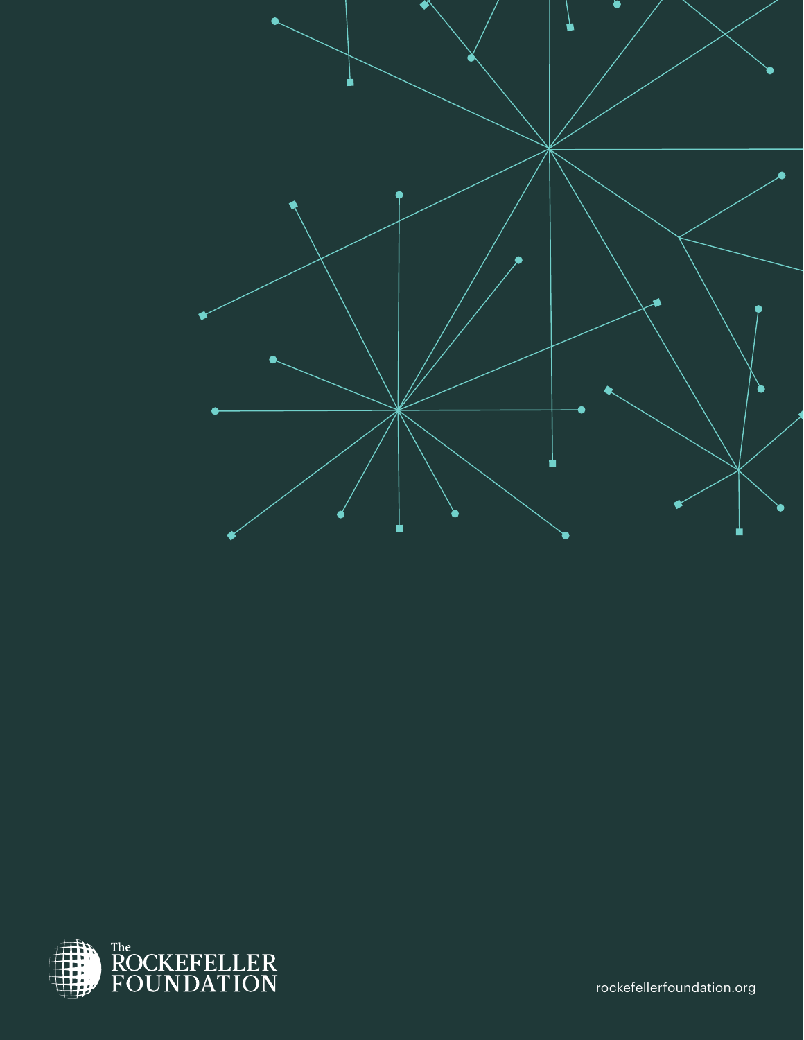The ROCKEFELLER FOUNDATION

rockefellerfoundation.org